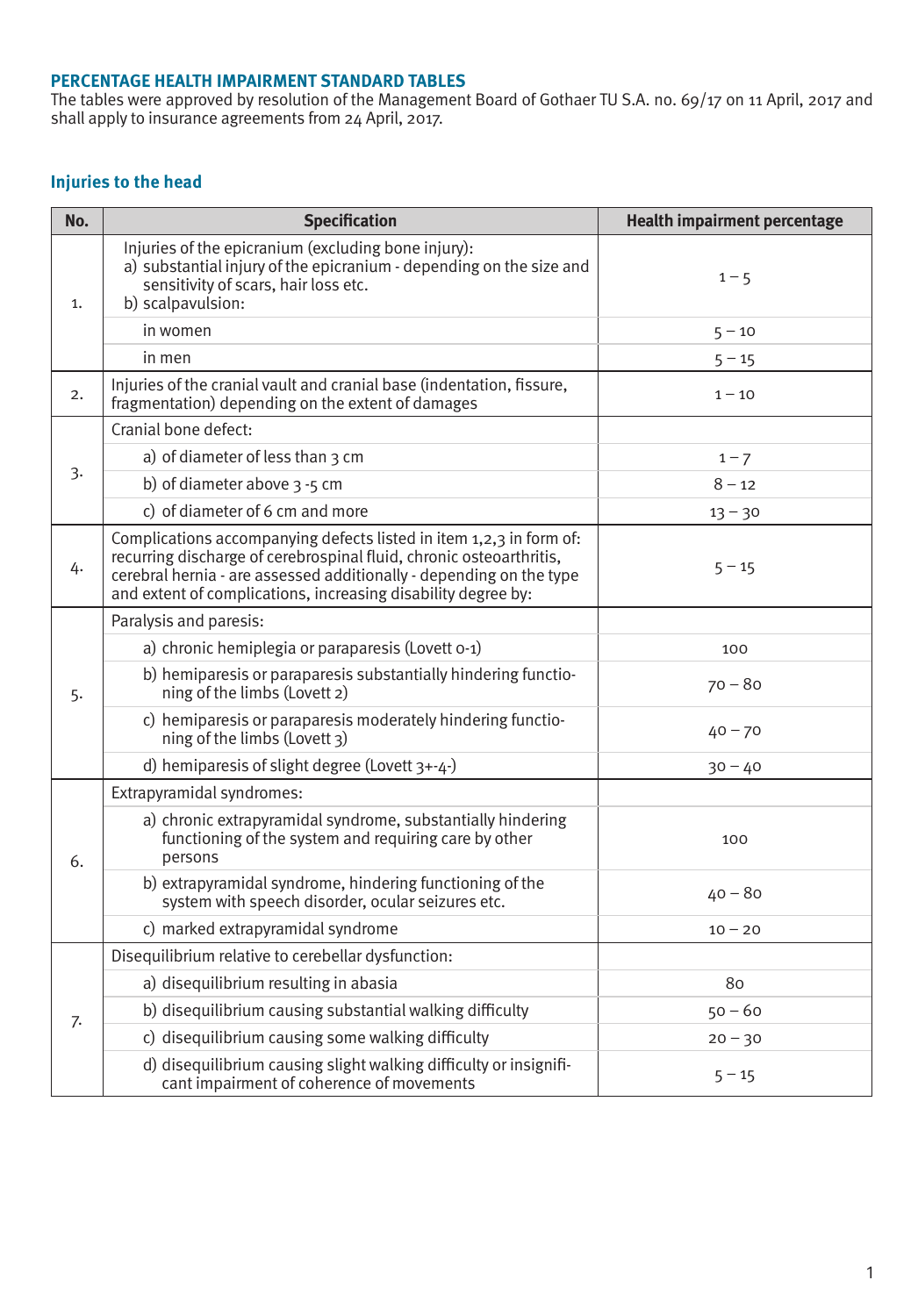## PERCENTAGE HEALTH IMPAIRMENT STANDARD TABLES

The tables were approved by resolution of the Management Board of Gothaer TU S.A. no. 69/17 on 11 April, 2017 and shall apply to insurance agreements from 24 April, 2017.

### Injuries to the head

| No. | Specification | Health impairment percentage |
|---|---|---|
| 1. | Injuries of the epicranium (excluding bone injury):<br>a) substantial injury of the epicranium - depending on the size and sensitivity of scars, hair loss etc.<br>b) scalpavulsion: | 1 – 5 |
| | in women | 5 – 10 |
| | in men | 5 – 15 |
| 2. | Injuries of the cranial vault and cranial base (indentation, fissure, fragmentation) depending on the extent of damages | 1 – 10 |
| 3. | Cranial bone defect: | |
| | a) of diameter of less than 3 cm | 1 – 7 |
| | b) of diameter above 3 -5 cm | 8 – 12 |
| | c) of diameter of 6 cm and more | 13 – 30 |
| 4. | Complications accompanying defects listed in item 1,2,3 in form of: recurring discharge of cerebrospinal fluid, chronic osteoarthritis, cerebral hernia - are assessed additionally - depending on the type and extent of complications, increasing disability degree by: | 5 – 15 |
| 5. | Paralysis and paresis: | |
| | a) chronic hemiplegia or paraparesis (Lovett 0-1) | 100 |
| | b) hemiparesis or paraparesis substantially hindering functioning of the limbs (Lovett 2) | 70 – 80 |
| | c) hemiparesis or paraparesis moderately hindering functioning of the limbs (Lovett 3) | 40 – 70 |
| | d) hemiparesis of slight degree (Lovett 3+-4-) | 30 – 40 |
| 6. | Extrapyramidal syndromes: | |
| | a) chronic extrapyramidal syndrome, substantially hindering functioning of the system and requiring care by other persons | 100 |
| | b) extrapyramidal syndrome, hindering functioning of the system with speech disorder, ocular seizures etc. | 40 – 80 |
| | c) marked extrapyramidal syndrome | 10 – 20 |
| 7. | Disequilibrium relative to cerebellar dysfunction: | |
| | a) disequilibrium resulting in abasia | 80 |
| | b) disequilibrium causing substantial walking difficulty | 50 – 60 |
| | c) disequilibrium causing some walking difficulty | 20 – 30 |
| | d) disequilibrium causing slight walking difficulty or insignificant impairment of coherence of movements | 5 – 15 |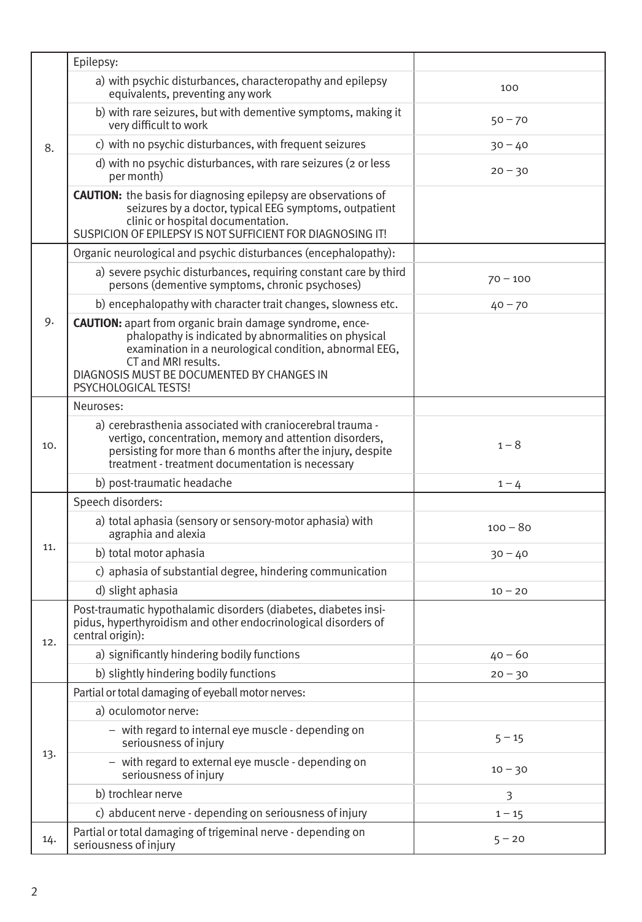| | | |
|---|---|---|
| 8. | Epilepsy: | |
| | a) with psychic disturbances, characteropathy and epilepsy equivalents, preventing any work | 100 |
| | b) with rare seizures, but with dementive symptoms, making it very difficult to work | 50 – 70 |
| | c) with no psychic disturbances, with frequent seizures | 30 – 40 |
| | d) with no psychic disturbances, with rare seizures (2 or less per month) | 20 – 30 |
| | **CAUTION:** the basis for diagnosing epilepsy are observations of seizures by a doctor, typical EEG symptoms, outpatient clinic or hospital documentation. SUSPICION OF EPILEPSY IS NOT SUFFICIENT FOR DIAGNOSING IT! | |
| 9. | Organic neurological and psychic disturbances (encephalopathy): | |
| | a) severe psychic disturbances, requiring constant care by third persons (dementive symptoms, chronic psychoses) | 70 – 100 |
| | b) encephalopathy with character trait changes, slowness etc. | 40 – 70 |
| | **CAUTION:** apart from organic brain damage syndrome, encephalopathy is indicated by abnormalities on physical examination in a neurological condition, abnormal EEG, CT and MRI results. DIAGNOSIS MUST BE DOCUMENTED BY CHANGES IN PSYCHOLOGICAL TESTS! | |
| 10. | Neuroses: | |
| | a) cerebrasthenia associated with craniocerebral trauma - vertigo, concentration, memory and attention disorders, persisting for more than 6 months after the injury, despite treatment - treatment documentation is necessary | 1 – 8 |
| | b) post-traumatic headache | 1 – 4 |
| 11. | Speech disorders: | |
| | a) total aphasia (sensory or sensory-motor aphasia) with agraphia and alexia | 100 – 80 |
| | b) total motor aphasia | 30 – 40 |
| | c) aphasia of substantial degree, hindering communication | |
| | d) slight aphasia | 10 – 20 |
| 12. | Post-traumatic hypothalamic disorders (diabetes, diabetes insipidus, hyperthyroidism and other endocrinological disorders of central origin): | |
| | a) significantly hindering bodily functions | 40 – 60 |
| | b) slightly hindering bodily functions | 20 – 30 |
| 13. | Partial or total damaging of eyeball motor nerves: | |
| | a) oculomotor nerve: | |
| | – with regard to internal eye muscle - depending on seriousness of injury | 5 – 15 |
| | – with regard to external eye muscle - depending on seriousness of injury | 10 – 30 |
| | b) trochlear nerve | 3 |
| | c) abducent nerve - depending on seriousness of injury | 1 – 15 |
| 14. | Partial or total damaging of trigeminal nerve - depending on seriousness of injury | 5 – 20 |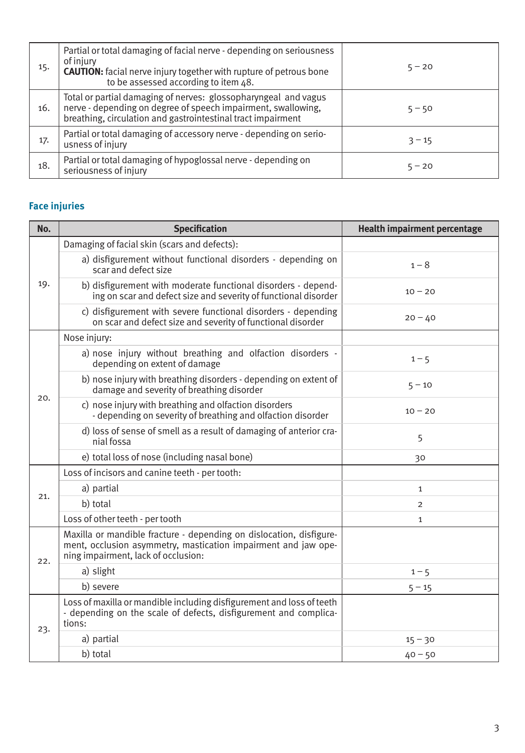| | | |
|---|---|---|
| 15. | Partial or total damaging of facial nerve - depending on seriousness of injury<br>**CAUTION:** facial nerve injury together with rupture of petrous bone to be assessed according to item 48. | 5 – 20 |
| 16. | Total or partial damaging of nerves: glossopharyngeal and vagus nerve - depending on degree of speech impairment, swallowing, breathing, circulation and gastrointestinal tract impairment | 5 – 50 |
| 17. | Partial or total damaging of accessory nerve - depending on seriousness of injury | 3 – 15 |
| 18. | Partial or total damaging of hypoglossal nerve - depending on seriousness of injury | 5 – 20 |

## Face injuries

| No. | Specification | Health impairment percentage |
|---|---|---|
| 19. | Damaging of facial skin (scars and defects): | |
| | a) disfigurement without functional disorders - depending on scar and defect size | 1 – 8 |
| | b) disfigurement with moderate functional disorders - depending on scar and defect size and severity of functional disorder | 10 – 20 |
| | c) disfigurement with severe functional disorders - depending on scar and defect size and severity of functional disorder | 20 – 40 |
| 20. | Nose injury: | |
| | a) nose injury without breathing and olfaction disorders - depending on extent of damage | 1 – 5 |
| | b) nose injury with breathing disorders - depending on extent of damage and severity of breathing disorder | 5 – 10 |
| | c) nose injury with breathing and olfaction disorders - depending on severity of breathing and olfaction disorder | 10 – 20 |
| | d) loss of sense of smell as a result of damaging of anterior cranial fossa | 5 |
| | e) total loss of nose (including nasal bone) | 30 |
| 21. | Loss of incisors and canine teeth - per tooth: | |
| | a) partial | 1 |
| | b) total | 2 |
| | Loss of other teeth - per tooth | 1 |
| 22. | Maxilla or mandible fracture - depending on dislocation, disfigurement, occlusion asymmetry, mastication impairment and jaw opening impairment, lack of occlusion: | |
| | a) slight | 1 – 5 |
| | b) severe | 5 – 15 |
| 23. | Loss of maxilla or mandible including disfigurement and loss of teeth - depending on the scale of defects, disfigurement and complications: | |
| | a) partial | 15 – 30 |
| | b) total | 40 – 50 |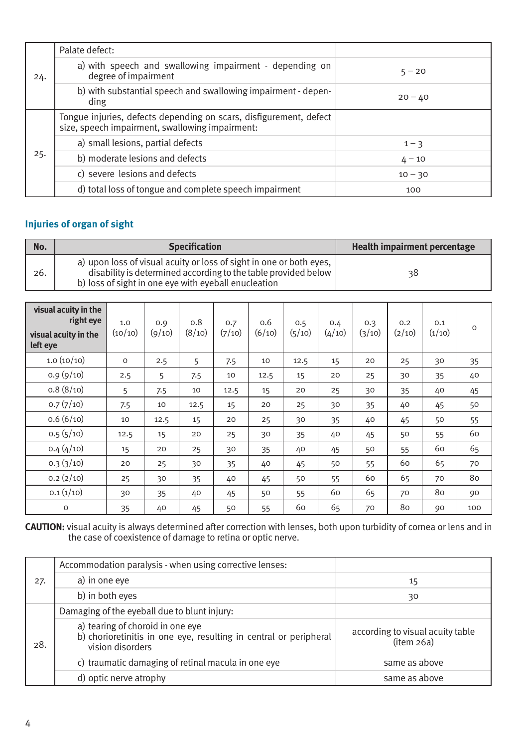| | | |
|---|---|---|
| 24. | Palate defect: | |
| | a) with speech and swallowing impairment - depending on degree of impairment | 5 – 20 |
| | b) with substantial speech and swallowing impairment - depending | 20 – 40 |
| 25. | Tongue injuries, defects depending on scars, disfigurement, defect size, speech impairment, swallowing impairment: | |
| | a) small lesions, partial defects | 1 – 3 |
| | b) moderate lesions and defects | 4 – 10 |
| | c) severe lesions and defects | 10 – 30 |
| | d) total loss of tongue and complete speech impairment | 100 |

## Injuries of organ of sight

| No. | Specification | Health impairment percentage |
|---|---|---|
| 26. | a) upon loss of visual acuity or loss of sight in one or both eyes, disability is determined according to the table provided below<br>b) loss of sight in one eye with eyeball enucleation | 38 |

| visual acuity in the right eye / visual acuity in the left eye | 1.0 (10/10) | 0.9 (9/10) | 0.8 (8/10) | 0.7 (7/10) | 0.6 (6/10) | 0.5 (5/10) | 0.4 (4/10) | 0.3 (3/10) | 0.2 (2/10) | 0.1 (1/10) | 0 |
|---|---|---|---|---|---|---|---|---|---|---|---|
| 1.0 (10/10) | 0 | 2.5 | 5 | 7.5 | 10 | 12.5 | 15 | 20 | 25 | 30 | 35 |
| 0.9 (9/10) | 2.5 | 5 | 7.5 | 10 | 12.5 | 15 | 20 | 25 | 30 | 35 | 40 |
| 0.8 (8/10) | 5 | 7.5 | 10 | 12.5 | 15 | 20 | 25 | 30 | 35 | 40 | 45 |
| 0.7 (7/10) | 7.5 | 10 | 12.5 | 15 | 20 | 25 | 30 | 35 | 40 | 45 | 50 |
| 0.6 (6/10) | 10 | 12.5 | 15 | 20 | 25 | 30 | 35 | 40 | 45 | 50 | 55 |
| 0.5 (5/10) | 12.5 | 15 | 20 | 25 | 30 | 35 | 40 | 45 | 50 | 55 | 60 |
| 0.4 (4/10) | 15 | 20 | 25 | 30 | 35 | 40 | 45 | 50 | 55 | 60 | 65 |
| 0.3 (3/10) | 20 | 25 | 30 | 35 | 40 | 45 | 50 | 55 | 60 | 65 | 70 |
| 0.2 (2/10) | 25 | 30 | 35 | 40 | 45 | 50 | 55 | 60 | 65 | 70 | 80 |
| 0.1 (1/10) | 30 | 35 | 40 | 45 | 50 | 55 | 60 | 65 | 70 | 80 | 90 |
| 0 | 35 | 40 | 45 | 50 | 55 | 60 | 65 | 70 | 80 | 90 | 100 |

**CAUTION:** visual acuity is always determined after correction with lenses, both upon turbidity of cornea or lens and in the case of coexistence of damage to retina or optic nerve.

| | | |
|---|---|---|
| 27. | Accommodation paralysis - when using corrective lenses: | |
| | a) in one eye | 15 |
| | b) in both eyes | 30 |
| 28. | Damaging of the eyeball due to blunt injury: | |
| | a) tearing of choroid in one eye<br>b) chorioretinitis in one eye, resulting in central or peripheral vision disorders | according to visual acuity table (item 26a) |
| | c) traumatic damaging of retinal macula in one eye | same as above |
| | d) optic nerve atrophy | same as above |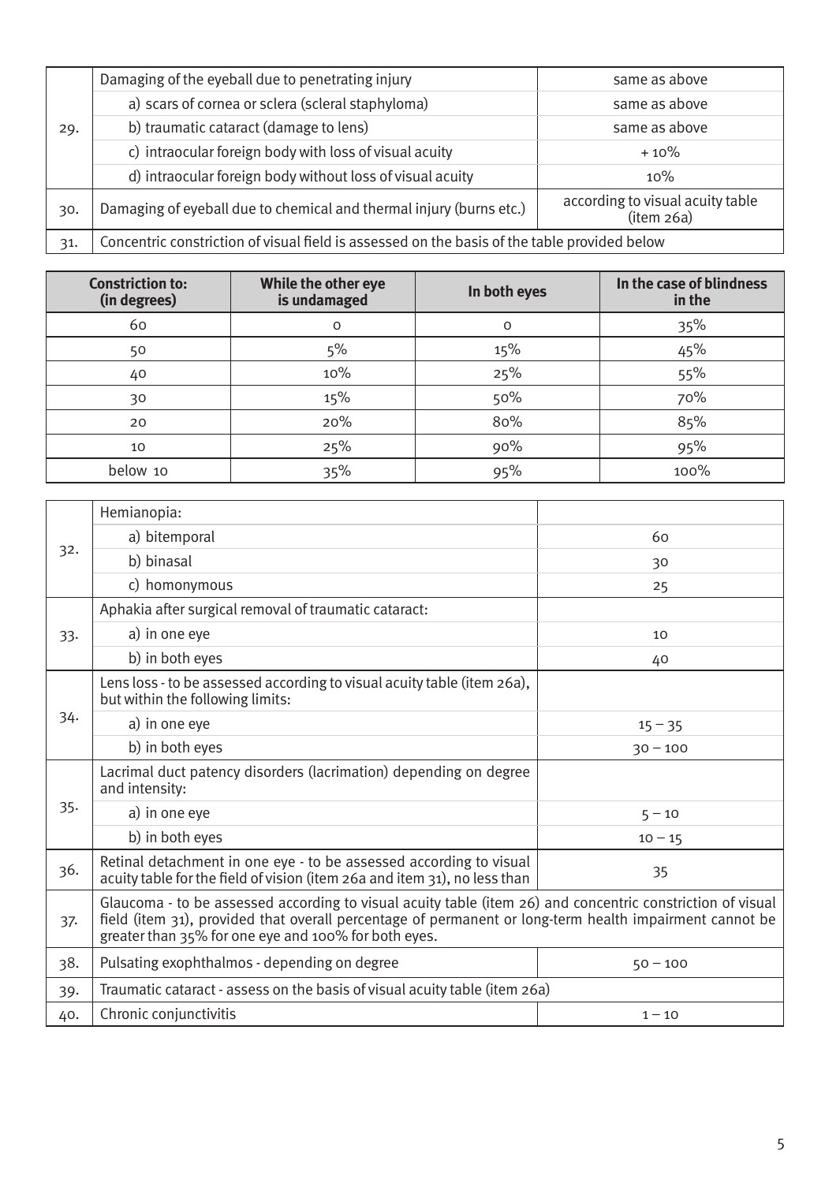| | | |
|---|---|---|
| 29. | Damaging of the eyeball due to penetrating injury | same as above |
| | a) scars of cornea or sclera (scleral staphyloma) | same as above |
| | b) traumatic cataract (damage to lens) | same as above |
| | c) intraocular foreign body with loss of visual acuity | + 10% |
| | d) intraocular foreign body without loss of visual acuity | 10% |
| 30. | Damaging of eyeball due to chemical and thermal injury (burns etc.) | according to visual acuity table (item 26a) |
| 31. | Concentric constriction of visual field is assessed on the basis of the table provided below | |

| Constriction to: (in degrees) | While the other eye is undamaged | In both eyes | In the case of blindness in the |
|---|---|---|---|
| 60 | 0 | 0 | 35% |
| 50 | 5% | 15% | 45% |
| 40 | 10% | 25% | 55% |
| 30 | 15% | 50% | 70% |
| 20 | 20% | 80% | 85% |
| 10 | 25% | 90% | 95% |
| below 10 | 35% | 95% | 100% |

| | | |
|---|---|---|
| 32. | Hemianopia: | |
| | a) bitemporal | 60 |
| | b) binasal | 30 |
| | c) homonymous | 25 |
| 33. | Aphakia after surgical removal of traumatic cataract: | |
| | a) in one eye | 10 |
| | b) in both eyes | 40 |
| 34. | Lens loss - to be assessed according to visual acuity table (item 26a), but within the following limits: | |
| | a) in one eye | 15 – 35 |
| | b) in both eyes | 30 – 100 |
| 35. | Lacrimal duct patency disorders (lacrimation) depending on degree and intensity: | |
| | a) in one eye | 5 – 10 |
| | b) in both eyes | 10 – 15 |
| 36. | Retinal detachment in one eye - to be assessed according to visual acuity table for the field of vision (item 26a and item 31), no less than | 35 |
| 37. | Glaucoma - to be assessed according to visual acuity table (item 26) and concentric constriction of visual field (item 31), provided that overall percentage of permanent or long-term health impairment cannot be greater than 35% for one eye and 100% for both eyes. | |
| 38. | Pulsating exophthalmos - depending on degree | 50 – 100 |
| 39. | Traumatic cataract - assess on the basis of visual acuity table (item 26a) | |
| 40. | Chronic conjunctivitis | 1 – 10 |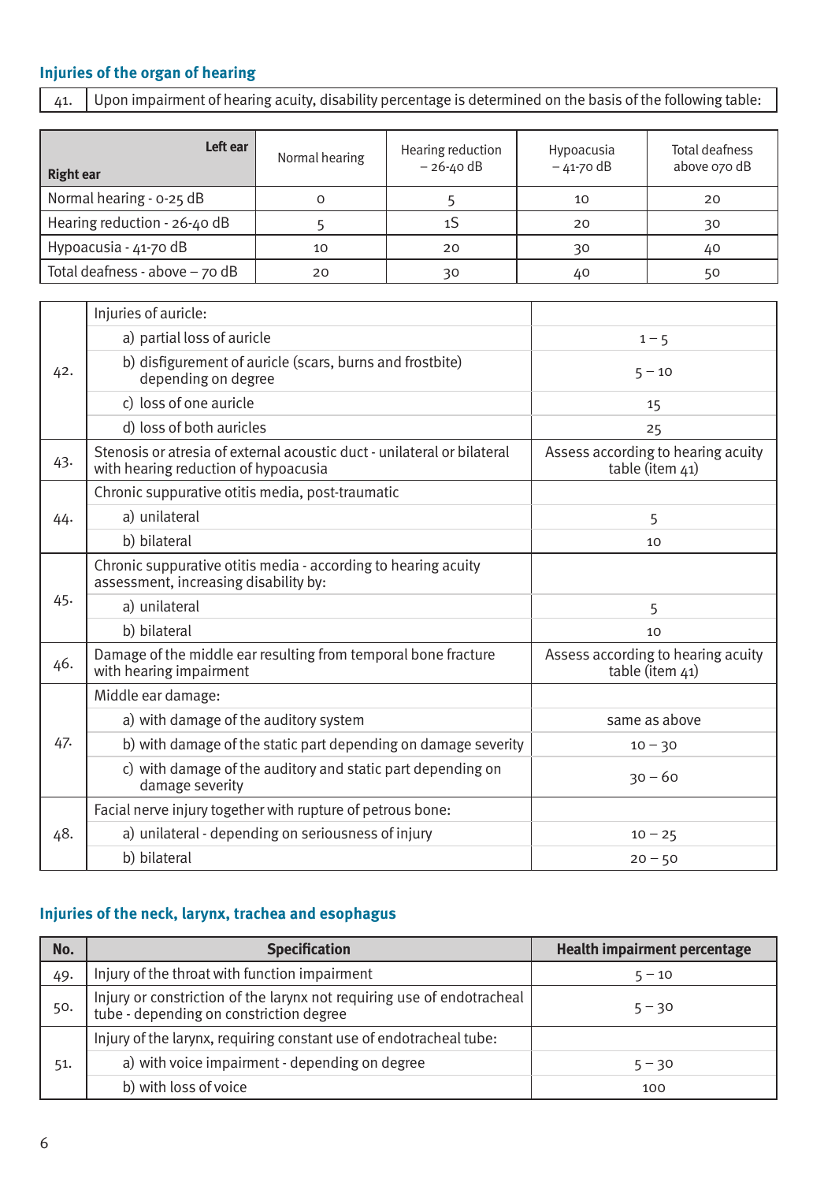## Injuries of the organ of hearing

| 41. | Upon impairment of hearing acuity, disability percentage is determined on the basis of the following table: |
|---|---|

| Right ear / Left ear | Normal hearing | Hearing reduction – 26-40 dB | Hypoacusia – 41-70 dB | Total deafness above 070 dB |
|---|---|---|---|---|
| Normal hearing - 0-25 dB | 0 | 5 | 10 | 20 |
| Hearing reduction - 26-40 dB | 5 | 1S | 20 | 30 |
| Hypoacusia - 41-70 dB | 10 | 20 | 30 | 40 |
| Total deafness - above – 70 dB | 20 | 30 | 40 | 50 |

| | | |
|---|---|---|
| 42. | Injuries of auricle: | |
| | a) partial loss of auricle | 1 – 5 |
| | b) disfigurement of auricle (scars, burns and frostbite) depending on degree | 5 – 10 |
| | c) loss of one auricle | 15 |
| | d) loss of both auricles | 25 |
| 43. | Stenosis or atresia of external acoustic duct - unilateral or bilateral with hearing reduction of hypoacusia | Assess according to hearing acuity table (item 41) |
| 44. | Chronic suppurative otitis media, post-traumatic | |
| | a) unilateral | 5 |
| | b) bilateral | 10 |
| 45. | Chronic suppurative otitis media - according to hearing acuity assessment, increasing disability by: | |
| | a) unilateral | 5 |
| | b) bilateral | 10 |
| 46. | Damage of the middle ear resulting from temporal bone fracture with hearing impairment | Assess according to hearing acuity table (item 41) |
| 47. | Middle ear damage: | |
| | a) with damage of the auditory system | same as above |
| | b) with damage of the static part depending on damage severity | 10 – 30 |
| | c) with damage of the auditory and static part depending on damage severity | 30 – 60 |
| 48. | Facial nerve injury together with rupture of petrous bone: | |
| | a) unilateral - depending on seriousness of injury | 10 – 25 |
| | b) bilateral | 20 – 50 |

## Injuries of the neck, larynx, trachea and esophagus

| No. | Specification | Health impairment percentage |
|---|---|---|
| 49. | Injury of the throat with function impairment | 5 – 10 |
| 50. | Injury or constriction of the larynx not requiring use of endotracheal tube - depending on constriction degree | 5 – 30 |
| 51. | Injury of the larynx, requiring constant use of endotracheal tube: | |
| | a) with voice impairment - depending on degree | 5 – 30 |
| | b) with loss of voice | 100 |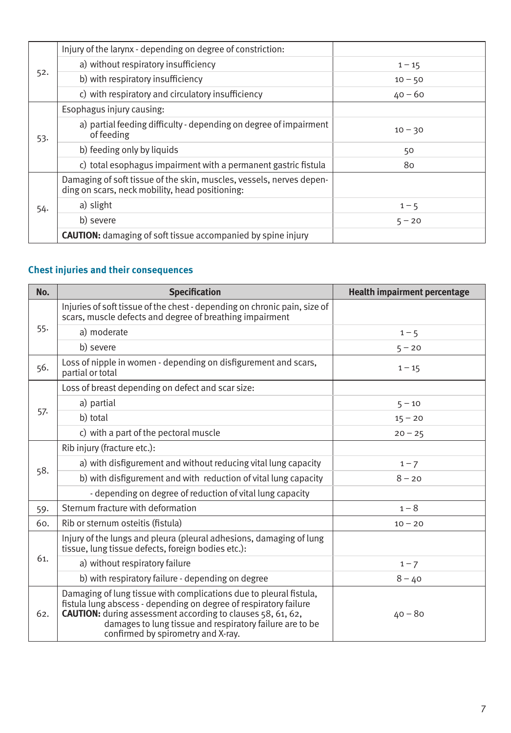| No. | Specification | Health impairment percentage |
|---|---|---|
| 52. | Injury of the larynx - depending on degree of constriction: | |
| | a) without respiratory insufficiency | 1 – 15 |
| | b) with respiratory insufficiency | 10 – 50 |
| | c) with respiratory and circulatory insufficiency | 40 – 60 |
| 53. | Esophagus injury causing: | |
| | a) partial feeding difficulty - depending on degree of impairment of feeding | 10 – 30 |
| | b) feeding only by liquids | 50 |
| | c) total esophagus impairment with a permanent gastric fistula | 80 |
| 54. | Damaging of soft tissue of the skin, muscles, vessels, nerves depending on scars, neck mobility, head positioning: | |
| | a) slight | 1 – 5 |
| | b) severe | 5 – 20 |
| | **CAUTION:** damaging of soft tissue accompanied by spine injury | |

## Chest injuries and their consequences

| No. | Specification | Health impairment percentage |
|---|---|---|
| 55. | Injuries of soft tissue of the chest - depending on chronic pain, size of scars, muscle defects and degree of breathing impairment | |
| | a) moderate | 1 – 5 |
| | b) severe | 5 – 20 |
| 56. | Loss of nipple in women - depending on disfigurement and scars, partial or total | 1 – 15 |
| 57. | Loss of breast depending on defect and scar size: | |
| | a) partial | 5 – 10 |
| | b) total | 15 – 20 |
| | c) with a part of the pectoral muscle | 20 – 25 |
| 58. | Rib injury (fracture etc.): | |
| | a) with disfigurement and without reducing vital lung capacity | 1 – 7 |
| | b) with disfigurement and with reduction of vital lung capacity | 8 – 20 |
| | - depending on degree of reduction of vital lung capacity | |
| 59. | Sternum fracture with deformation | 1 – 8 |
| 60. | Rib or sternum osteitis (fistula) | 10 – 20 |
| 61. | Injury of the lungs and pleura (pleural adhesions, damaging of lung tissue, lung tissue defects, foreign bodies etc.): | |
| | a) without respiratory failure | 1 – 7 |
| | b) with respiratory failure - depending on degree | 8 – 40 |
| 62. | Damaging of lung tissue with complications due to pleural fistula, fistula lung abscess - depending on degree of respiratory failure **CAUTION:** during assessment according to clauses 58, 61, 62, damages to lung tissue and respiratory failure are to be confirmed by spirometry and X-ray. | 40 – 80 |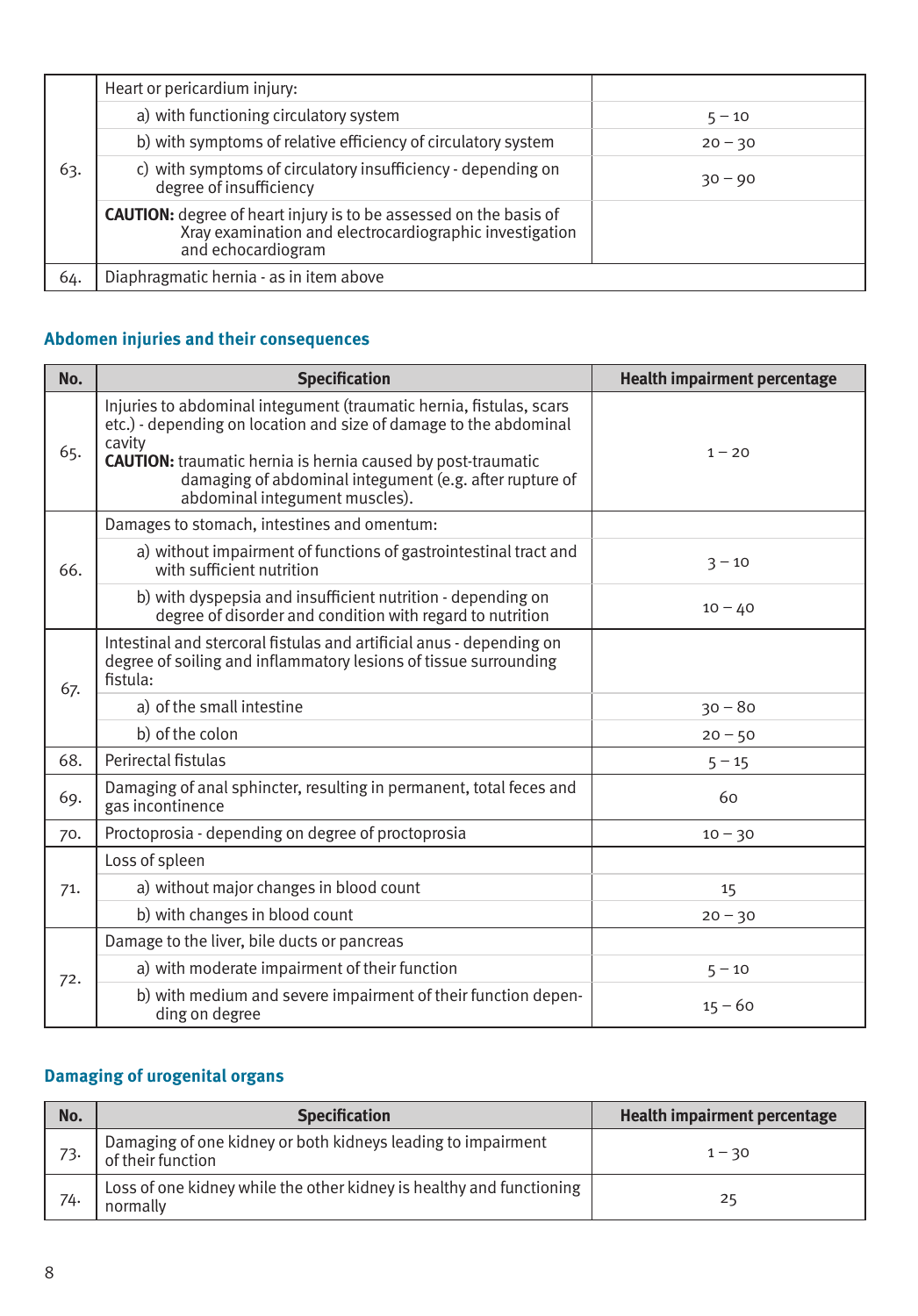| | | |
|---|---|---|
| 63. | Heart or pericardium injury: | |
| | a) with functioning circulatory system | 5 – 10 |
| | b) with symptoms of relative efficiency of circulatory system | 20 – 30 |
| | c) with symptoms of circulatory insufficiency - depending on degree of insufficiency | 30 – 90 |
| | **CAUTION:** degree of heart injury is to be assessed on the basis of Xray examination and electrocardiographic investigation and echocardiogram | |
| 64. | Diaphragmatic hernia - as in item above | |

## Abdomen injuries and their consequences

| No. | Specification | Health impairment percentage |
|---|---|---|
| 65. | Injuries to abdominal integument (traumatic hernia, fistulas, scars etc.) - depending on location and size of damage to the abdominal cavity **CAUTION:** traumatic hernia is hernia caused by post-traumatic damaging of abdominal integument (e.g. after rupture of abdominal integument muscles). | 1 – 20 |
| 66. | Damages to stomach, intestines and omentum: | |
| | a) without impairment of functions of gastrointestinal tract and with sufficient nutrition | 3 – 10 |
| | b) with dyspepsia and insufficient nutrition - depending on degree of disorder and condition with regard to nutrition | 10 – 40 |
| 67. | Intestinal and stercoral fistulas and artificial anus - depending on degree of soiling and inflammatory lesions of tissue surrounding fistula: | |
| | a) of the small intestine | 30 – 80 |
| | b) of the colon | 20 – 50 |
| 68. | Perirectal fistulas | 5 – 15 |
| 69. | Damaging of anal sphincter, resulting in permanent, total feces and gas incontinence | 60 |
| 70. | Proctoprosia - depending on degree of proctoprosia | 10 – 30 |
| 71. | Loss of spleen | |
| | a) without major changes in blood count | 15 |
| | b) with changes in blood count | 20 – 30 |
| 72. | Damage to the liver, bile ducts or pancreas | |
| | a) with moderate impairment of their function | 5 – 10 |
| | b) with medium and severe impairment of their function depending on degree | 15 – 60 |

## Damaging of urogenital organs

| No. | Specification | Health impairment percentage |
|---|---|---|
| 73. | Damaging of one kidney or both kidneys leading to impairment of their function | 1 – 30 |
| 74. | Loss of one kidney while the other kidney is healthy and functioning normally | 25 |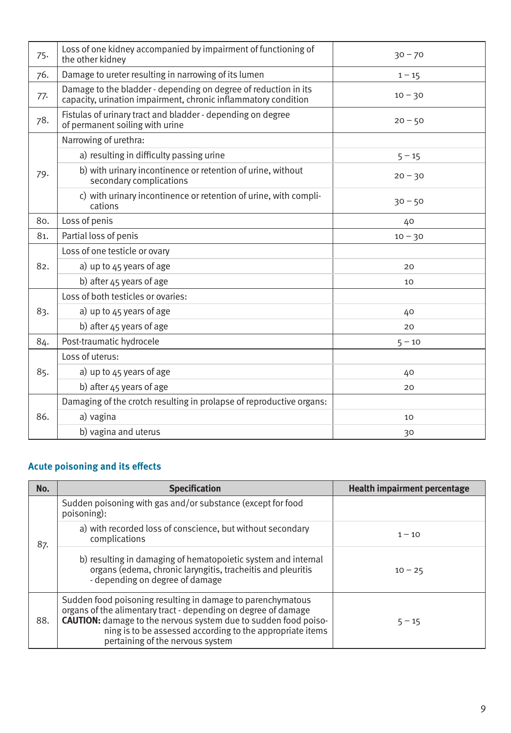| | | |
|---|---|---|
| 75. | Loss of one kidney accompanied by impairment of functioning of the other kidney | 30 – 70 |
| 76. | Damage to ureter resulting in narrowing of its lumen | 1 – 15 |
| 77. | Damage to the bladder - depending on degree of reduction in its capacity, urination impairment, chronic inflammatory condition | 10 – 30 |
| 78. | Fistulas of urinary tract and bladder - depending on degree of permanent soiling with urine | 20 – 50 |
| 79. | Narrowing of urethra: | |
| | a) resulting in difficulty passing urine | 5 – 15 |
| | b) with urinary incontinence or retention of urine, without secondary complications | 20 – 30 |
| | c) with urinary incontinence or retention of urine, with complications | 30 – 50 |
| 80. | Loss of penis | 40 |
| 81. | Partial loss of penis | 10 – 30 |
| 82. | Loss of one testicle or ovary | |
| | a) up to 45 years of age | 20 |
| | b) after 45 years of age | 10 |
| 83. | Loss of both testicles or ovaries: | |
| | a) up to 45 years of age | 40 |
| | b) after 45 years of age | 20 |
| 84. | Post-traumatic hydrocele | 5 – 10 |
| 85. | Loss of uterus: | |
| | a) up to 45 years of age | 40 |
| | b) after 45 years of age | 20 |
| 86. | Damaging of the crotch resulting in prolapse of reproductive organs: | |
| | a) vagina | 10 |
| | b) vagina and uterus | 30 |

### Acute poisoning and its effects

| No. | Specification | Health impairment percentage |
|---|---|---|
| 87. | Sudden poisoning with gas and/or substance (except for food poisoning): | |
| | a) with recorded loss of conscience, but without secondary complications | 1 – 10 |
| | b) resulting in damaging of hematopoietic system and internal organs (edema, chronic laryngitis, tracheitis and pleuritis - depending on degree of damage | 10 – 25 |
| 88. | Sudden food poisoning resulting in damage to parenchymatous organs of the alimentary tract - depending on degree of damage **CAUTION:** damage to the nervous system due to sudden food poisoning is to be assessed according to the appropriate items pertaining of the nervous system | 5 – 15 |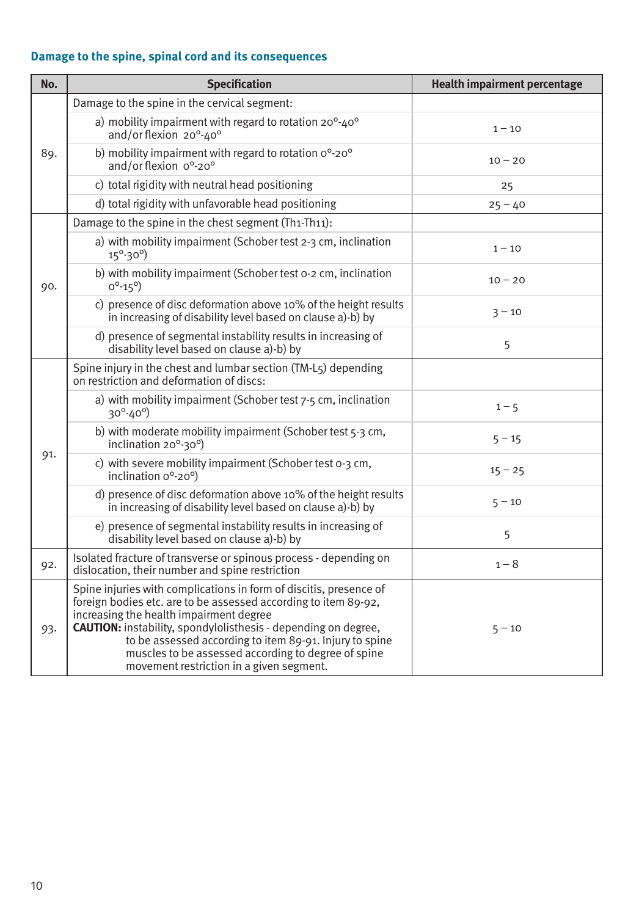## Damage to the spine, spinal cord and its consequences

| No. | Specification | Health impairment percentage |
|---|---|---|
| 89. | Damage to the spine in the cervical segment: | |
| | a) mobility impairment with regard to rotation 20°-40° and/or flexion 20°-40° | 1 – 10 |
| | b) mobility impairment with regard to rotation 0°-20° and/or flexion 0°-20° | 10 – 20 |
| | c) total rigidity with neutral head positioning | 25 |
| | d) total rigidity with unfavorable head positioning | 25 – 40 |
| 90. | Damage to the spine in the chest segment (Th1-Th11): | |
| | a) with mobility impairment (Schober test 2-3 cm, inclination 15°-30°) | 1 – 10 |
| | b) with mobility impairment (Schober test 0-2 cm, inclination 0°-15°) | 10 – 20 |
| | c) presence of disc deformation above 10% of the height results in increasing of disability level based on clause a)-b) by | 3 – 10 |
| | d) presence of segmental instability results in increasing of disability level based on clause a)-b) by | 5 |
| 91. | Spine injury in the chest and lumbar section (TM-L5) depending on restriction and deformation of discs: | |
| | a) with mobility impairment (Schober test 7-5 cm, inclination 30°-40°) | 1 – 5 |
| | b) with moderate mobility impairment (Schober test 5-3 cm, inclination 20°-30°) | 5 – 15 |
| | c) with severe mobility impairment (Schober test 0-3 cm, inclination 0°-20°) | 15 – 25 |
| | d) presence of disc deformation above 10% of the height results in increasing of disability level based on clause a)-b) by | 5 – 10 |
| | e) presence of segmental instability results in increasing of disability level based on clause a)-b) by | 5 |
| 92. | Isolated fracture of transverse or spinous process - depending on dislocation, their number and spine restriction | 1 – 8 |
| 93. | Spine injuries with complications in form of discitis, presence of foreign bodies etc. are to be assessed according to item 89-92, increasing the health impairment degree<br>**CAUTION:** instability, spondylolisthesis - depending on degree, to be assessed according to item 89-91. Injury to spine muscles to be assessed according to degree of spine movement restriction in a given segment. | 5 – 10 |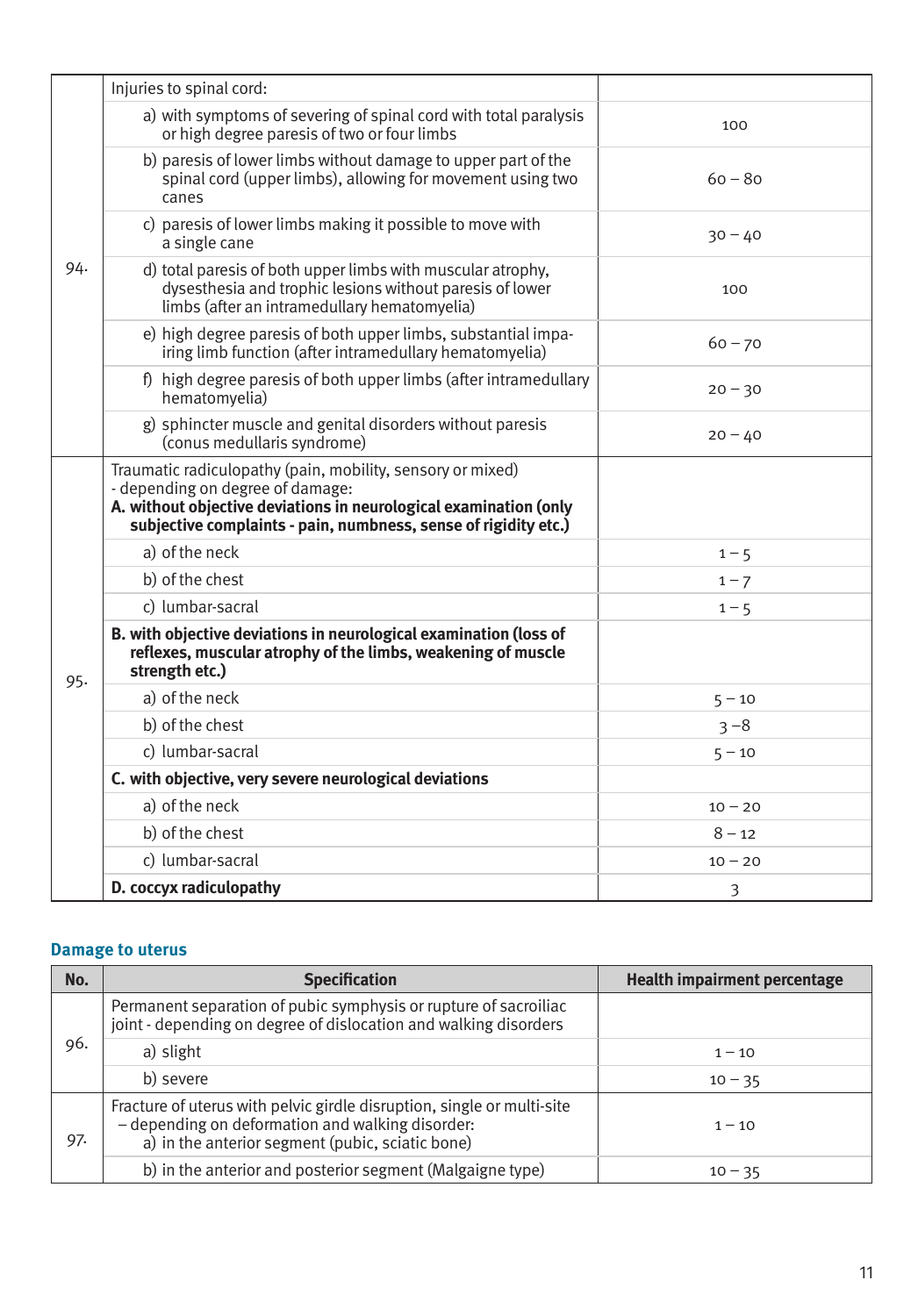| | | |
|---|---|---|
| 94. | Injuries to spinal cord: | |
| | a) with symptoms of severing of spinal cord with total paralysis or high degree paresis of two or four limbs | 100 |
| | b) paresis of lower limbs without damage to upper part of the spinal cord (upper limbs), allowing for movement using two canes | 60 – 80 |
| | c) paresis of lower limbs making it possible to move with a single cane | 30 – 40 |
| | d) total paresis of both upper limbs with muscular atrophy, dysesthesia and trophic lesions without paresis of lower limbs (after an intramedullary hematomyelia) | 100 |
| | e) high degree paresis of both upper limbs, substantial impairing limb function (after intramedullary hematomyelia) | 60 – 70 |
| | f) high degree paresis of both upper limbs (after intramedullary hematomyelia) | 20 – 30 |
| | g) sphincter muscle and genital disorders without paresis (conus medullaris syndrome) | 20 – 40 |
| 95. | Traumatic radiculopathy (pain, mobility, sensory or mixed) - depending on degree of damage: **A. without objective deviations in neurological examination (only subjective complaints - pain, numbness, sense of rigidity etc.)** | |
| | a) of the neck | 1 – 5 |
| | b) of the chest | 1 – 7 |
| | c) lumbar-sacral | 1 – 5 |
| | **B. with objective deviations in neurological examination (loss of reflexes, muscular atrophy of the limbs, weakening of muscle strength etc.)** | |
| | a) of the neck | 5 – 10 |
| | b) of the chest | 3 – 8 |
| | c) lumbar-sacral | 5 – 10 |
| | **C. with objective, very severe neurological deviations** | |
| | a) of the neck | 10 – 20 |
| | b) of the chest | 8 – 12 |
| | c) lumbar-sacral | 10 – 20 |
| | **D. coccyx radiculopathy** | 3 |

## Damage to uterus

| No. | Specification | Health impairment percentage |
|---|---|---|
| 96. | Permanent separation of pubic symphysis or rupture of sacroiliac joint - depending on degree of dislocation and walking disorders | |
| | a) slight | 1 – 10 |
| | b) severe | 10 – 35 |
| 97. | Fracture of uterus with pelvic girdle disruption, single or multi-site – depending on deformation and walking disorder: a) in the anterior segment (pubic, sciatic bone) | 1 – 10 |
| | b) in the anterior and posterior segment (Malgaigne type) | 10 – 35 |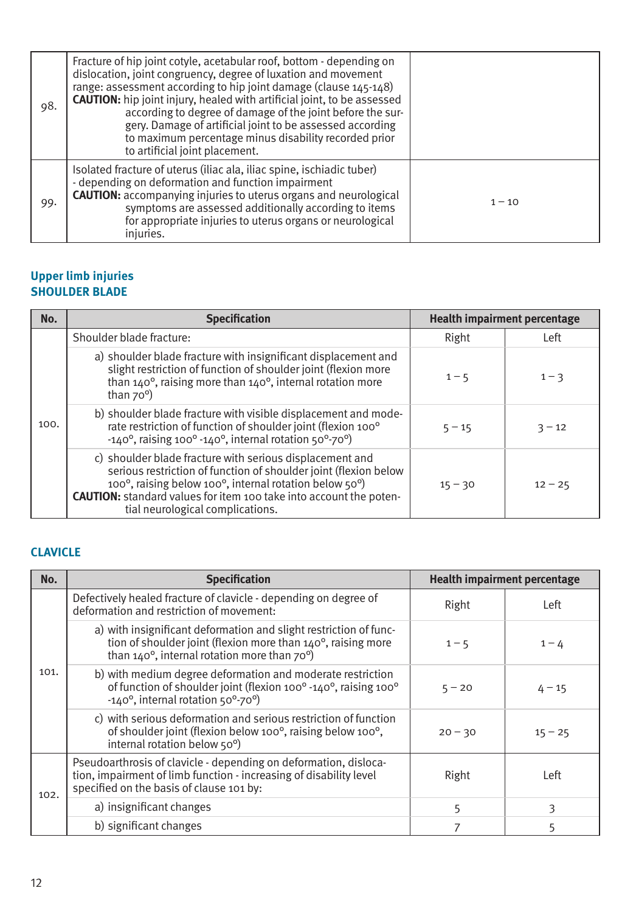| | | |
|---|---|---|
| 98. | Fracture of hip joint cotyle, acetabular roof, bottom - depending on dislocation, joint congruency, degree of luxation and movement range: assessment according to hip joint damage (clause 145-148)<br>**CAUTION:** hip joint injury, healed with artificial joint, to be assessed according to degree of damage of the joint before the surgery. Damage of artificial joint to be assessed according to maximum percentage minus disability recorded prior to artificial joint placement. | |
| 99. | Isolated fracture of uterus (iliac ala, iliac spine, ischiadic tuber) - depending on deformation and function impairment<br>**CAUTION:** accompanying injuries to uterus organs and neurological symptoms are assessed additionally according to items for appropriate injuries to uterus organs or neurological injuries. | 1 – 10 |

## Upper limb injuries

### SHOULDER BLADE

| No. | Specification | Health impairment percentage | |
|---|---|---|---|
| 100. | Shoulder blade fracture: | Right | Left |
| | a) shoulder blade fracture with insignificant displacement and slight restriction of function of shoulder joint (flexion more than 140°, raising more than 140°, internal rotation more than 70°) | 1 – 5 | 1 – 3 |
| | b) shoulder blade fracture with visible displacement and moderate restriction of function of shoulder joint (flexion 100° -140°, raising 100° -140°, internal rotation 50°-70°) | 5 – 15 | 3 – 12 |
| | c) shoulder blade fracture with serious displacement and serious restriction of function of shoulder joint (flexion below 100°, raising below 100°, internal rotation below 50°)<br>**CAUTION:** standard values for item 100 take into account the potential neurological complications. | 15 – 30 | 12 – 25 |

### CLAVICLE

| No. | Specification | Health impairment percentage | |
|---|---|---|---|
| 101. | Defectively healed fracture of clavicle - depending on degree of deformation and restriction of movement: | Right | Left |
| | a) with insignificant deformation and slight restriction of function of shoulder joint (flexion more than 140°, raising more than 140°, internal rotation more than 70°) | 1 – 5 | 1 – 4 |
| | b) with medium degree deformation and moderate restriction of function of shoulder joint (flexion 100° -140°, raising 100° -140°, internal rotation 50°-70°) | 5 – 20 | 4 – 15 |
| | c) with serious deformation and serious restriction of function of shoulder joint (flexion below 100°, raising below 100°, internal rotation below 50°) | 20 – 30 | 15 – 25 |
| 102. | Pseudoarthrosis of clavicle - depending on deformation, dislocation, impairment of limb function - increasing of disability level specified on the basis of clause 101 by: | Right | Left |
| | a) insignificant changes | 5 | 3 |
| | b) significant changes | 7 | 5 |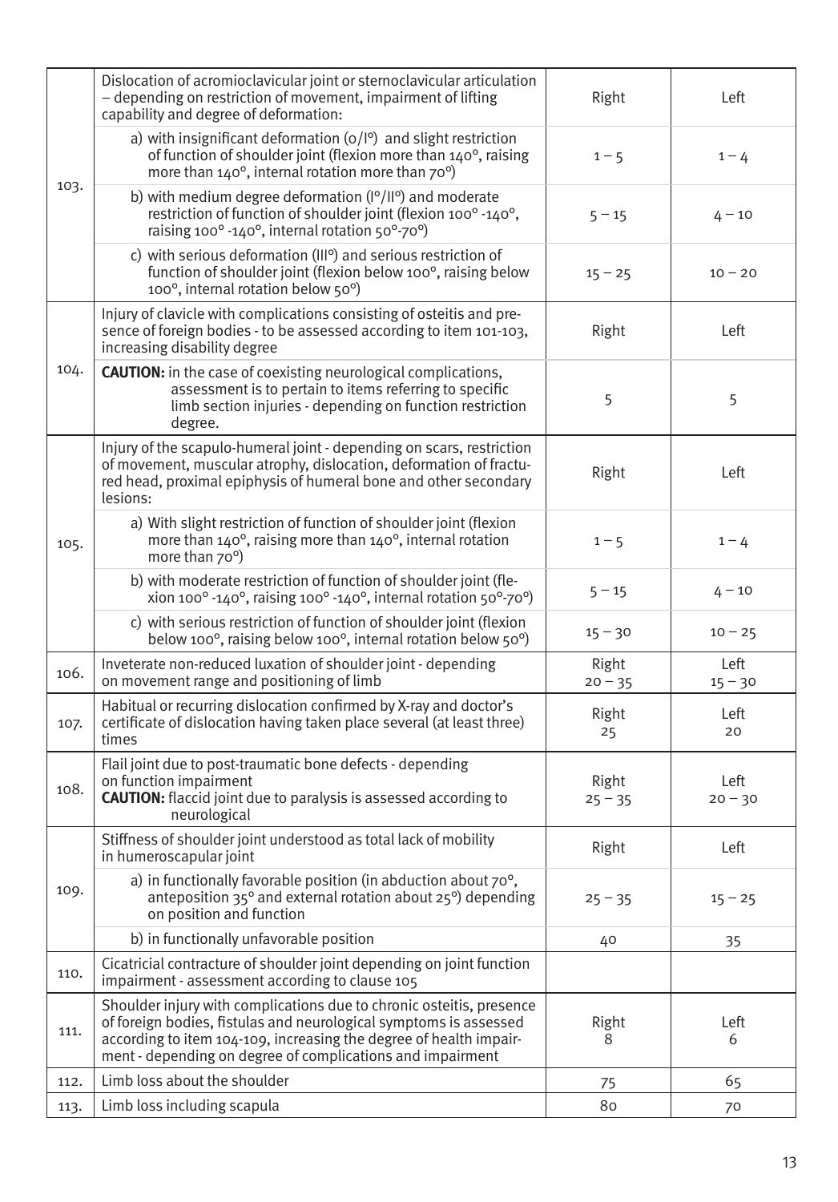| | | | |
|---|---|---|---|
| 103. | Dislocation of acromioclavicular joint or sternoclavicular articulation – depending on restriction of movement, impairment of lifting capability and degree of deformation: | Right | Left |
| | a) with insignificant deformation (0/I°) and slight restriction of function of shoulder joint (flexion more than 140°, raising more than 140°, internal rotation more than 70°) | 1 – 5 | 1 – 4 |
| | b) with medium degree deformation (I°/II°) and moderate restriction of function of shoulder joint (flexion 100° -140°, raising 100° -140°, internal rotation 50°-70°) | 5 – 15 | 4 – 10 |
| | c) with serious deformation (III°) and serious restriction of function of shoulder joint (flexion below 100°, raising below 100°, internal rotation below 50°) | 15 – 25 | 10 – 20 |
| 104. | Injury of clavicle with complications consisting of osteitis and presence of foreign bodies - to be assessed according to item 101-103, increasing disability degree | Right | Left |
| | **CAUTION:** in the case of coexisting neurological complications, assessment is to pertain to items referring to specific limb section injuries - depending on function restriction degree. | 5 | 5 |
| 105. | Injury of the scapulo-humeral joint - depending on scars, restriction of movement, muscular atrophy, dislocation, deformation of fractured head, proximal epiphysis of humeral bone and other secondary lesions: | Right | Left |
| | a) With slight restriction of function of shoulder joint (flexion more than 140°, raising more than 140°, internal rotation more than 70°) | 1 – 5 | 1 – 4 |
| | b) with moderate restriction of function of shoulder joint (flexion 100° -140°, raising 100° -140°, internal rotation 50°-70°) | 5 – 15 | 4 – 10 |
| | c) with serious restriction of function of shoulder joint (flexion below 100°, raising below 100°, internal rotation below 50°) | 15 – 30 | 10 – 25 |
| 106. | Inveterate non-reduced luxation of shoulder joint - depending on movement range and positioning of limb | Right 20 – 35 | Left 15 – 30 |
| 107. | Habitual or recurring dislocation confirmed by X-ray and doctor's certificate of dislocation having taken place several (at least three) times | Right 25 | Left 20 |
| 108. | Flail joint due to post-traumatic bone defects - depending on function impairment **CAUTION:** flaccid joint due to paralysis is assessed according to neurological | Right 25 – 35 | Left 20 – 30 |
| 109. | Stiffness of shoulder joint understood as total lack of mobility in humeroscapular joint | Right | Left |
| | a) in functionally favorable position (in abduction about 70°, anteposition 35° and external rotation about 25°) depending on position and function | 25 – 35 | 15 – 25 |
| | b) in functionally unfavorable position | 40 | 35 |
| 110. | Cicatricial contracture of shoulder joint depending on joint function impairment - assessment according to clause 105 | | |
| 111. | Shoulder injury with complications due to chronic osteitis, presence of foreign bodies, fistulas and neurological symptoms is assessed according to item 104-109, increasing the degree of health impairment - depending on degree of complications and impairment | Right 8 | Left 6 |
| 112. | Limb loss about the shoulder | 75 | 65 |
| 113. | Limb loss including scapula | 80 | 70 |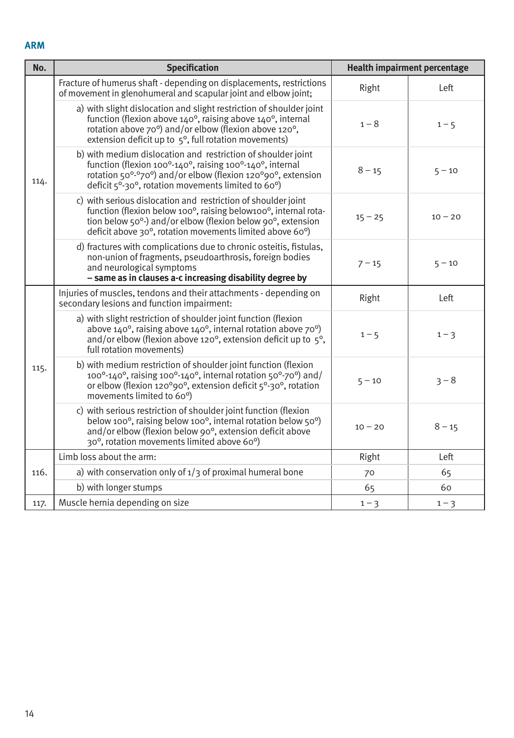## ARM

| No. | Specification | Health impairment percentage | |
|---|---|---|---|
| 114. | Fracture of humerus shaft - depending on displacements, restrictions of movement in glenohumeral and scapular joint and elbow joint; | Right | Left |
| | a) with slight dislocation and slight restriction of shoulder joint function (flexion above 140°, raising above 140°, internal rotation above 70°) and/or elbow (flexion above 120°, extension deficit up to 5°, full rotation movements) | 1 – 8 | 1 – 5 |
| | b) with medium dislocation and restriction of shoulder joint function (flexion 100°-140°, raising 100°-140°, internal rotation 50°-°70°) and/or elbow (flexion 120°90°, extension deficit 5°-30°, rotation movements limited to 60°) | 8 – 15 | 5 – 10 |
| | c) with serious dislocation and restriction of shoulder joint function (flexion below 100°, raising below100°, internal rotation below 50°-) and/or elbow (flexion below 90°, extension deficit above 30°, rotation movements limited above 60°) | 15 – 25 | 10 – 20 |
| | d) fractures with complications due to chronic osteitis, fistulas, non-union of fragments, pseudoarthrosis, foreign bodies and neurological symptoms **– same as in clauses a-c increasing disability degree by** | 7 – 15 | 5 – 10 |
| 115. | Injuries of muscles, tendons and their attachments - depending on secondary lesions and function impairment: | Right | Left |
| | a) with slight restriction of shoulder joint function (flexion above 140°, raising above 140°, internal rotation above 70°) and/or elbow (flexion above 120°, extension deficit up to 5°, full rotation movements) | 1 – 5 | 1 – 3 |
| | b) with medium restriction of shoulder joint function (flexion 100°-140°, raising 100°-140°, internal rotation 50°-70°) and/or elbow (flexion 120°90°, extension deficit 5°-30°, rotation movements limited to 60°) | 5 – 10 | 3 – 8 |
| | c) with serious restriction of shoulder joint function (flexion below 100°, raising below 100°, internal rotation below 50°) and/or elbow (flexion below 90°, extension deficit above 30°, rotation movements limited above 60°) | 10 – 20 | 8 – 15 |
| 116. | Limb loss about the arm: | Right | Left |
| | a) with conservation only of 1/3 of proximal humeral bone | 70 | 65 |
| | b) with longer stumps | 65 | 60 |
| 117. | Muscle hernia depending on size | 1 – 3 | 1 – 3 |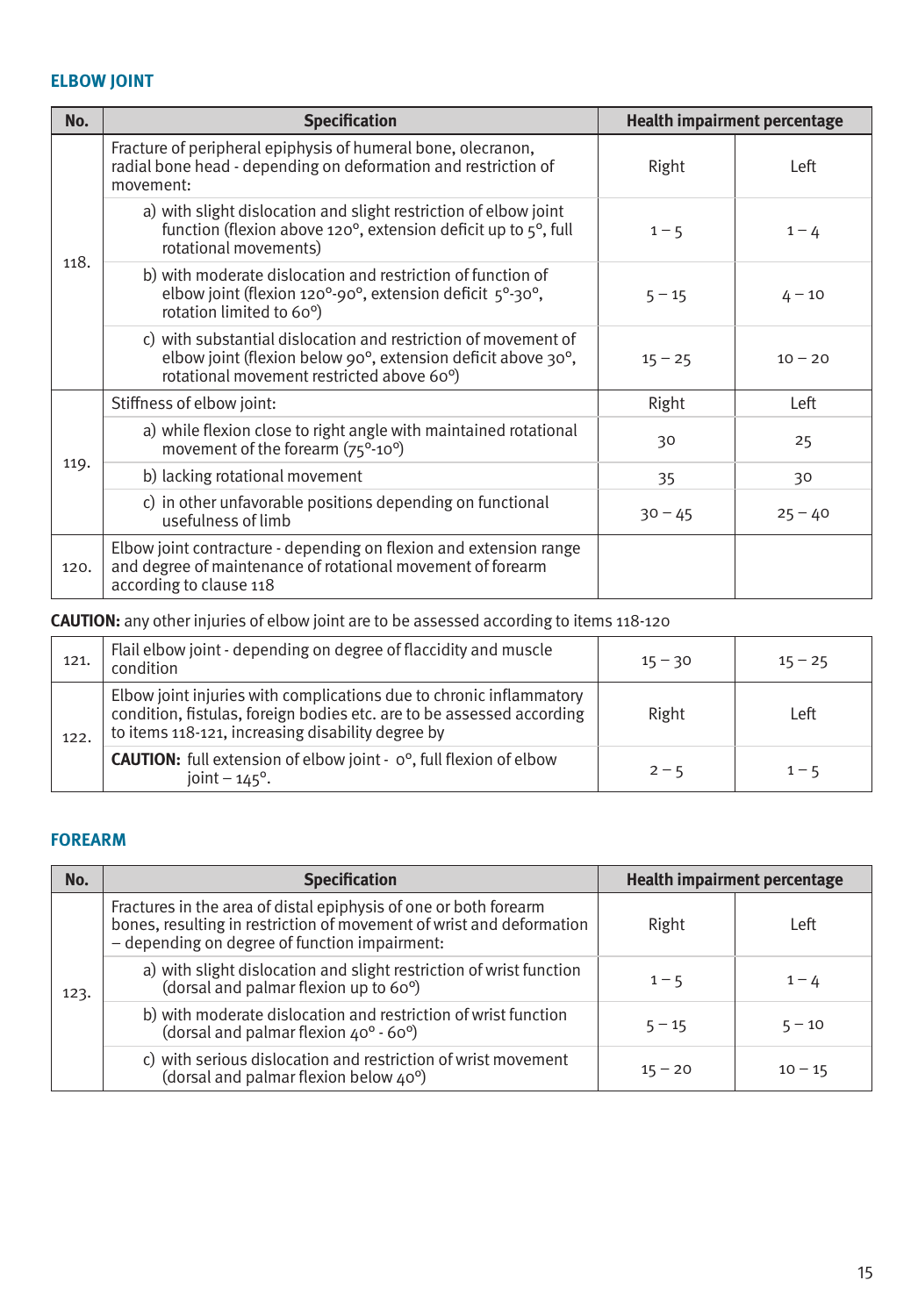## ELBOW JOINT

| No. | Specification | Health impairment percentage | |
|---|---|---|---|
| 118. | Fracture of peripheral epiphysis of humeral bone, olecranon, radial bone head - depending on deformation and restriction of movement: | Right | Left |
| | a) with slight dislocation and slight restriction of elbow joint function (flexion above 120°, extension deficit up to 5°, full rotational movements) | 1 – 5 | 1 – 4 |
| | b) with moderate dislocation and restriction of function of elbow joint (flexion 120°-90°, extension deficit 5°-30°, rotation limited to 60°) | 5 – 15 | 4 – 10 |
| | c) with substantial dislocation and restriction of movement of elbow joint (flexion below 90°, extension deficit above 30°, rotational movement restricted above 60°) | 15 – 25 | 10 – 20 |
| 119. | Stiffness of elbow joint: | Right | Left |
| | a) while flexion close to right angle with maintained rotational movement of the forearm (75°-10°) | 30 | 25 |
| | b) lacking rotational movement | 35 | 30 |
| | c) in other unfavorable positions depending on functional usefulness of limb | 30 – 45 | 25 – 40 |
| 120. | Elbow joint contracture - depending on flexion and extension range and degree of maintenance of rotational movement of forearm according to clause 118 | | |

**CAUTION:** any other injuries of elbow joint are to be assessed according to items 118-120

| No. | Specification | Right | Left |
|---|---|---|---|
| 121. | Flail elbow joint - depending on degree of flaccidity and muscle condition | 15 – 30 | 15 – 25 |
| 122. | Elbow joint injuries with complications due to chronic inflammatory condition, fistulas, foreign bodies etc. are to be assessed according to items 118-121, increasing disability degree by | Right | Left |
| | **CAUTION:** full extension of elbow joint - 0°, full flexion of elbow joint – 145°. | 2 – 5 | 1 – 5 |

## FOREARM

| No. | Specification | Health impairment percentage | |
|---|---|---|---|
| 123. | Fractures in the area of distal epiphysis of one or both forearm bones, resulting in restriction of movement of wrist and deformation – depending on degree of function impairment: | Right | Left |
| | a) with slight dislocation and slight restriction of wrist function (dorsal and palmar flexion up to 60°) | 1 – 5 | 1 – 4 |
| | b) with moderate dislocation and restriction of wrist function (dorsal and palmar flexion 40° - 60°) | 5 – 15 | 5 – 10 |
| | c) with serious dislocation and restriction of wrist movement (dorsal and palmar flexion below 40°) | 15 – 20 | 10 – 15 |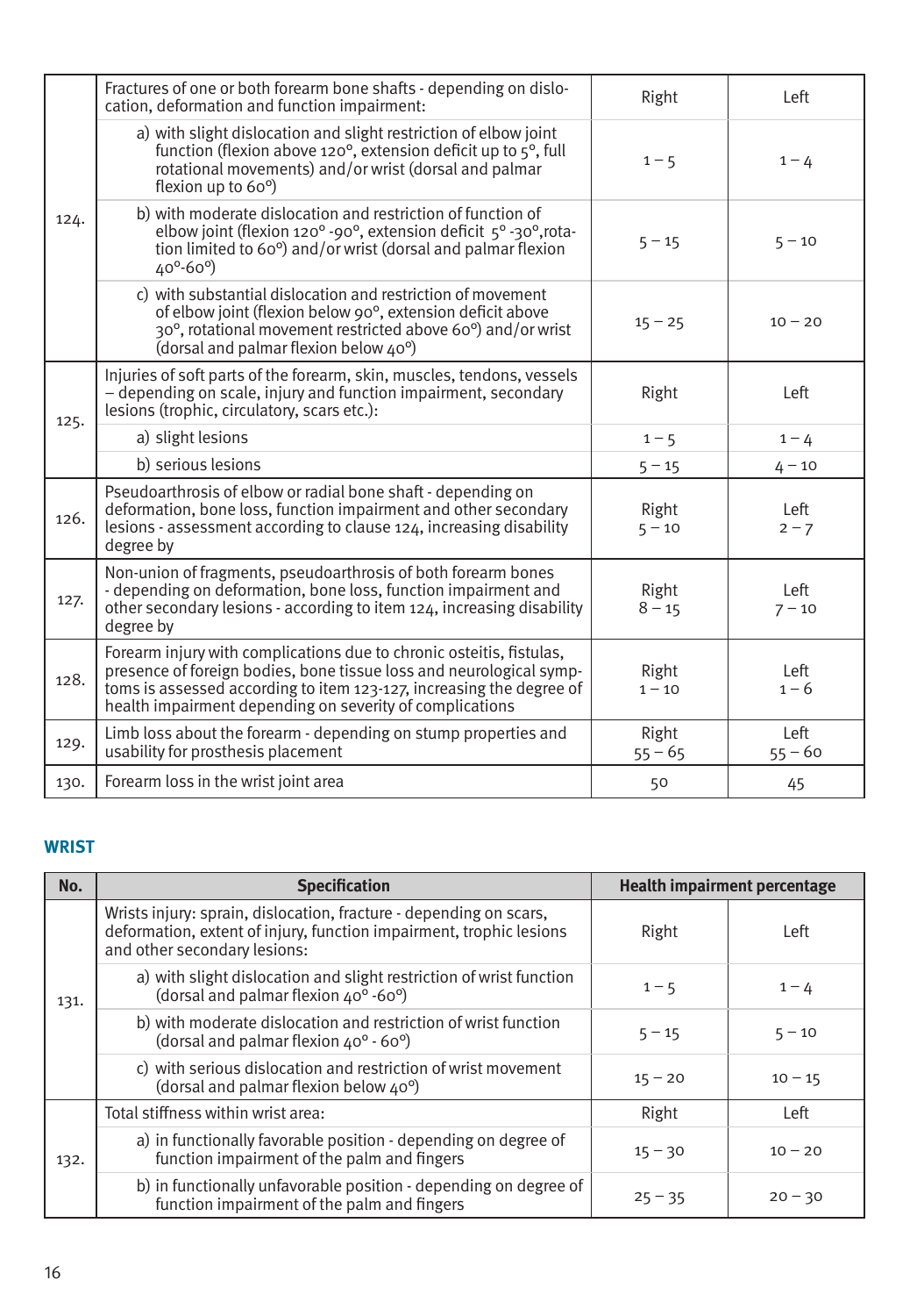| | | | |
|---|---|---|---|
| 124. | Fractures of one or both forearm bone shafts - depending on dislocation, deformation and function impairment: | Right | Left |
| | a) with slight dislocation and slight restriction of elbow joint function (flexion above 120°, extension deficit up to 5°, full rotational movements) and/or wrist (dorsal and palmar flexion up to 60°) | 1 – 5 | 1 – 4 |
| | b) with moderate dislocation and restriction of function of elbow joint (flexion 120° -90°, extension deficit 5° -30°,rotation limited to 60°) and/or wrist (dorsal and palmar flexion 40°-60°) | 5 – 15 | 5 – 10 |
| | c) with substantial dislocation and restriction of movement of elbow joint (flexion below 90°, extension deficit above 30°, rotational movement restricted above 60°) and/or wrist (dorsal and palmar flexion below 40°) | 15 – 25 | 10 – 20 |
| 125. | Injuries of soft parts of the forearm, skin, muscles, tendons, vessels – depending on scale, injury and function impairment, secondary lesions (trophic, circulatory, scars etc.): | Right | Left |
| | a) slight lesions | 1 – 5 | 1 – 4 |
| | b) serious lesions | 5 – 15 | 4 – 10 |
| 126. | Pseudoarthrosis of elbow or radial bone shaft - depending on deformation, bone loss, function impairment and other secondary lesions - assessment according to clause 124, increasing disability degree by | Right 5 – 10 | Left 2 – 7 |
| 127. | Non-union of fragments, pseudoarthrosis of both forearm bones - depending on deformation, bone loss, function impairment and other secondary lesions - according to item 124, increasing disability degree by | Right 8 – 15 | Left 7 – 10 |
| 128. | Forearm injury with complications due to chronic osteitis, fistulas, presence of foreign bodies, bone tissue loss and neurological symptoms is assessed according to item 123-127, increasing the degree of health impairment depending on severity of complications | Right 1 – 10 | Left 1 – 6 |
| 129. | Limb loss about the forearm - depending on stump properties and usability for prosthesis placement | Right 55 – 65 | Left 55 – 60 |
| 130. | Forearm loss in the wrist joint area | 50 | 45 |

## WRIST

| No. | Specification | Health impairment percentage | |
|---|---|---|---|
| 131. | Wrists injury: sprain, dislocation, fracture - depending on scars, deformation, extent of injury, function impairment, trophic lesions and other secondary lesions: | Right | Left |
| | a) with slight dislocation and slight restriction of wrist function (dorsal and palmar flexion 40° -60°) | 1 – 5 | 1 – 4 |
| | b) with moderate dislocation and restriction of wrist function (dorsal and palmar flexion 40° - 60°) | 5 – 15 | 5 – 10 |
| | c) with serious dislocation and restriction of wrist movement (dorsal and palmar flexion below 40°) | 15 – 20 | 10 – 15 |
| 132. | Total stiffness within wrist area: | Right | Left |
| | a) in functionally favorable position - depending on degree of function impairment of the palm and fingers | 15 – 30 | 10 – 20 |
| | b) in functionally unfavorable position - depending on degree of function impairment of the palm and fingers | 25 – 35 | 20 – 30 |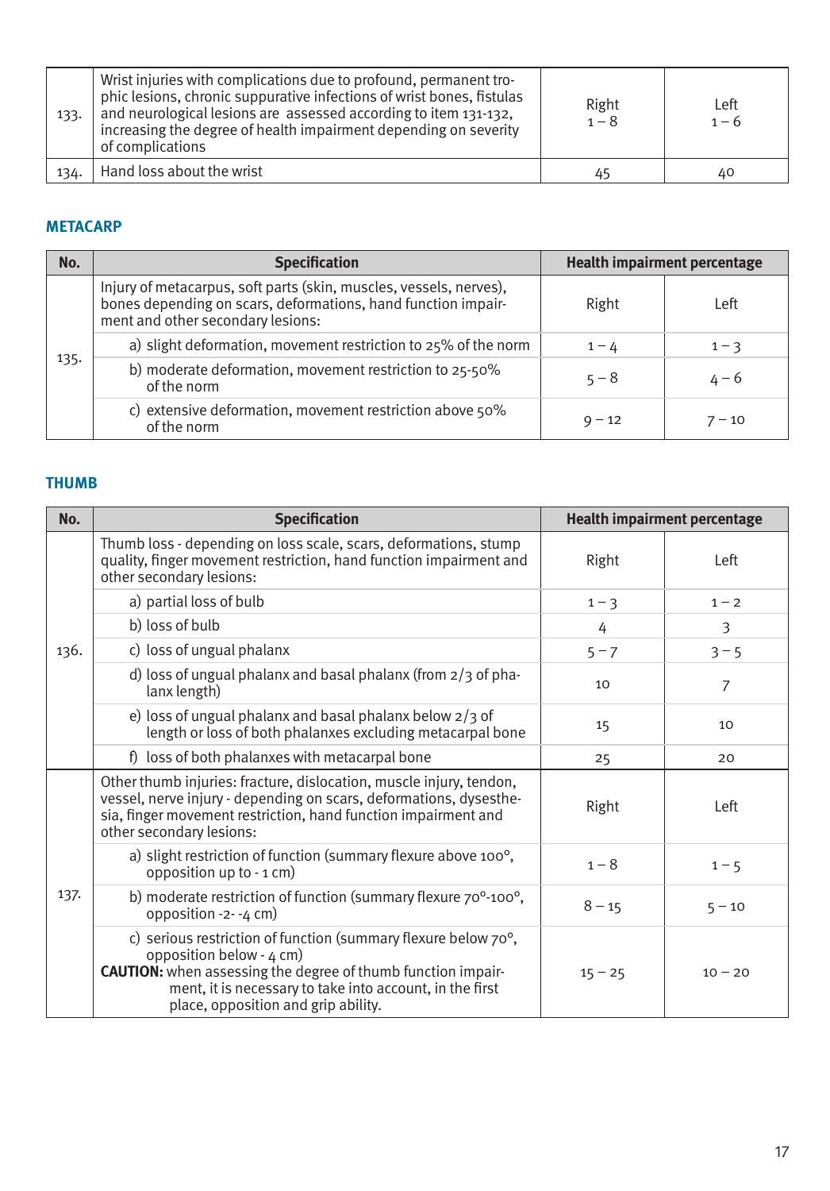| | | | |
|---|---|---|---|
| 133. | Wrist injuries with complications due to profound, permanent trophic lesions, chronic suppurative infections of wrist bones, fistulas and neurological lesions are assessed according to item 131-132, increasing the degree of health impairment depending on severity of complications | Right 1 – 8 | Left 1 – 6 |
| 134. | Hand loss about the wrist | 45 | 40 |

## METACARP

| No. | Specification | Health impairment percentage | |
|---|---|---|---|
| 135. | Injury of metacarpus, soft parts (skin, muscles, vessels, nerves), bones depending on scars, deformations, hand function impairment and other secondary lesions: | Right | Left |
| | a) slight deformation, movement restriction to 25% of the norm | 1 – 4 | 1 – 3 |
| | b) moderate deformation, movement restriction to 25-50% of the norm | 5 – 8 | 4 – 6 |
| | c) extensive deformation, movement restriction above 50% of the norm | 9 – 12 | 7 – 10 |

## THUMB

| No. | Specification | Health impairment percentage | |
|---|---|---|---|
| 136. | Thumb loss - depending on loss scale, scars, deformations, stump quality, finger movement restriction, hand function impairment and other secondary lesions: | Right | Left |
| | a) partial loss of bulb | 1 – 3 | 1 – 2 |
| | b) loss of bulb | 4 | 3 |
| | c) loss of ungual phalanx | 5 – 7 | 3 – 5 |
| | d) loss of ungual phalanx and basal phalanx (from 2/3 of phalanx length) | 10 | 7 |
| | e) loss of ungual phalanx and basal phalanx below 2/3 of length or loss of both phalanxes excluding metacarpal bone | 15 | 10 |
| | f) loss of both phalanxes with metacarpal bone | 25 | 20 |
| 137. | Other thumb injuries: fracture, dislocation, muscle injury, tendon, vessel, nerve injury - depending on scars, deformations, dysesthesia, finger movement restriction, hand function impairment and other secondary lesions: | Right | Left |
| | a) slight restriction of function (summary flexure above 100°, opposition up to - 1 cm) | 1 – 8 | 1 – 5 |
| | b) moderate restriction of function (summary flexure 70°-100°, opposition -2- -4 cm) | 8 – 15 | 5 – 10 |
| | c) serious restriction of function (summary flexure below 70°, opposition below - 4 cm)<br>**CAUTION:** when assessing the degree of thumb function impairment, it is necessary to take into account, in the first place, opposition and grip ability. | 15 – 25 | 10 – 20 |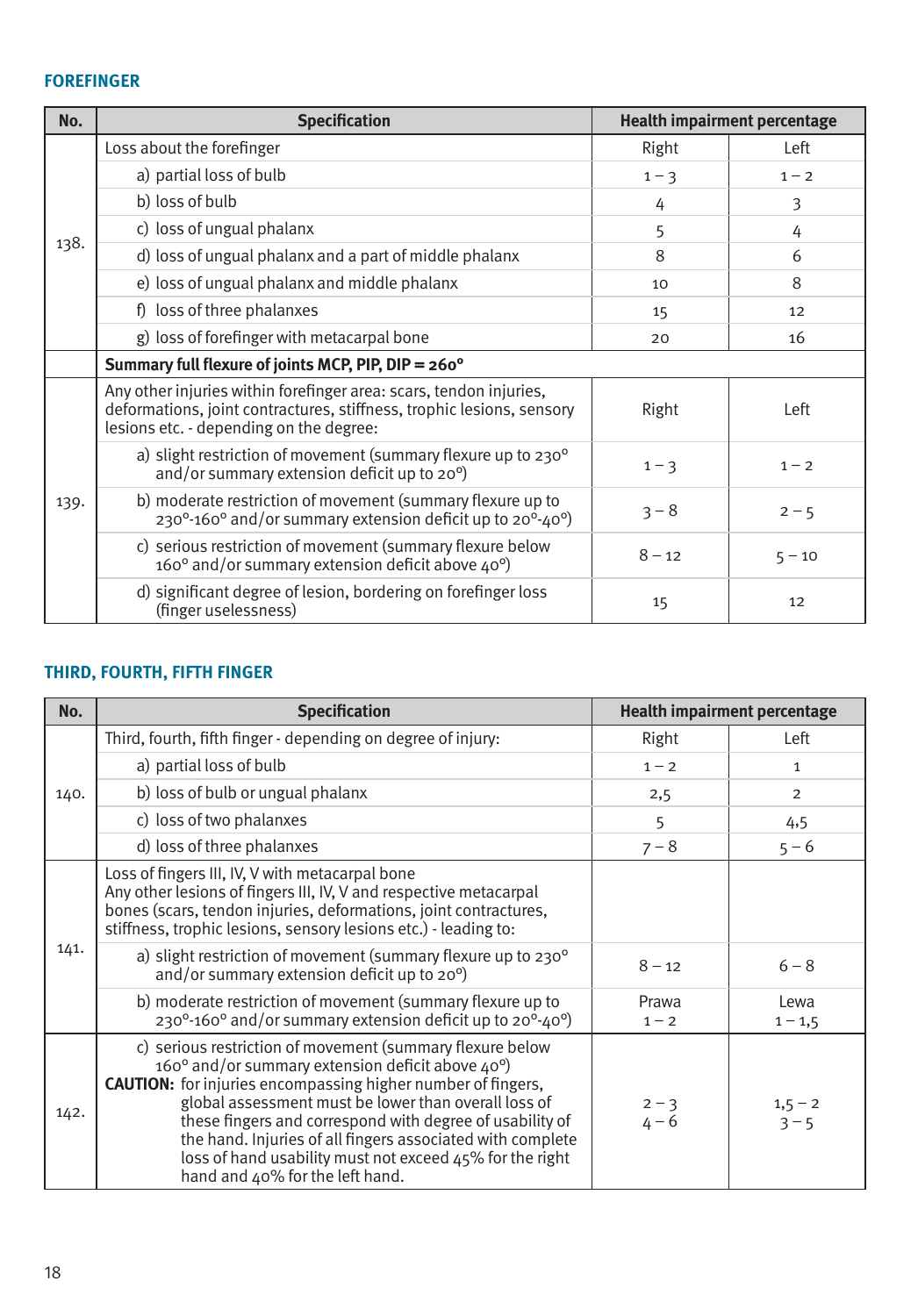## FOREFINGER

| No. | Specification | Health impairment percentage | |
|---|---|---|---|
| 138. | Loss about the forefinger | Right | Left |
| | a) partial loss of bulb | 1 – 3 | 1 – 2 |
| | b) loss of bulb | 4 | 3 |
| | c) loss of ungual phalanx | 5 | 4 |
| | d) loss of ungual phalanx and a part of middle phalanx | 8 | 6 |
| | e) loss of ungual phalanx and middle phalanx | 10 | 8 |
| | f) loss of three phalanxes | 15 | 12 |
| | g) loss of forefinger with metacarpal bone | 20 | 16 |
| | **Summary full flexure of joints MCP, PIP, DIP = 260°** | | |
| 139. | Any other injuries within forefinger area: scars, tendon injuries, deformations, joint contractures, stiffness, trophic lesions, sensory lesions etc. - depending on the degree: | Right | Left |
| | a) slight restriction of movement (summary flexure up to 230° and/or summary extension deficit up to 20°) | 1 – 3 | 1 – 2 |
| | b) moderate restriction of movement (summary flexure up to 230°-160° and/or summary extension deficit up to 20°-40°) | 3 – 8 | 2 – 5 |
| | c) serious restriction of movement (summary flexure below 160° and/or summary extension deficit above 40°) | 8 – 12 | 5 – 10 |
| | d) significant degree of lesion, bordering on forefinger loss (finger uselessness) | 15 | 12 |

## THIRD, FOURTH, FIFTH FINGER

| No. | Specification | Health impairment percentage | |
|---|---|---|---|
| 140. | Third, fourth, fifth finger - depending on degree of injury: | Right | Left |
| | a) partial loss of bulb | 1 – 2 | 1 |
| | b) loss of bulb or ungual phalanx | 2,5 | 2 |
| | c) loss of two phalanxes | 5 | 4,5 |
| | d) loss of three phalanxes | 7 – 8 | 5 – 6 |
| 141. | Loss of fingers III, IV, V with metacarpal bone<br>Any other lesions of fingers III, IV, V and respective metacarpal bones (scars, tendon injuries, deformations, joint contractures, stiffness, trophic lesions, sensory lesions etc.) - leading to: | | |
| | a) slight restriction of movement (summary flexure up to 230° and/or summary extension deficit up to 20°) | 8 – 12 | 6 – 8 |
| | b) moderate restriction of movement (summary flexure up to 230°-160° and/or summary extension deficit up to 20°-40°) | Prawa<br>1 – 2 | Lewa<br>1 – 1,5 |
| 142. | c) serious restriction of movement (summary flexure below 160° and/or summary extension deficit above 40°)<br>**CAUTION:** for injuries encompassing higher number of fingers, global assessment must be lower than overall loss of these fingers and correspond with degree of usability of the hand. Injuries of all fingers associated with complete loss of hand usability must not exceed 45% for the right hand and 40% for the left hand. | 2 – 3<br>4 – 6 | 1,5 – 2<br>3 – 5 |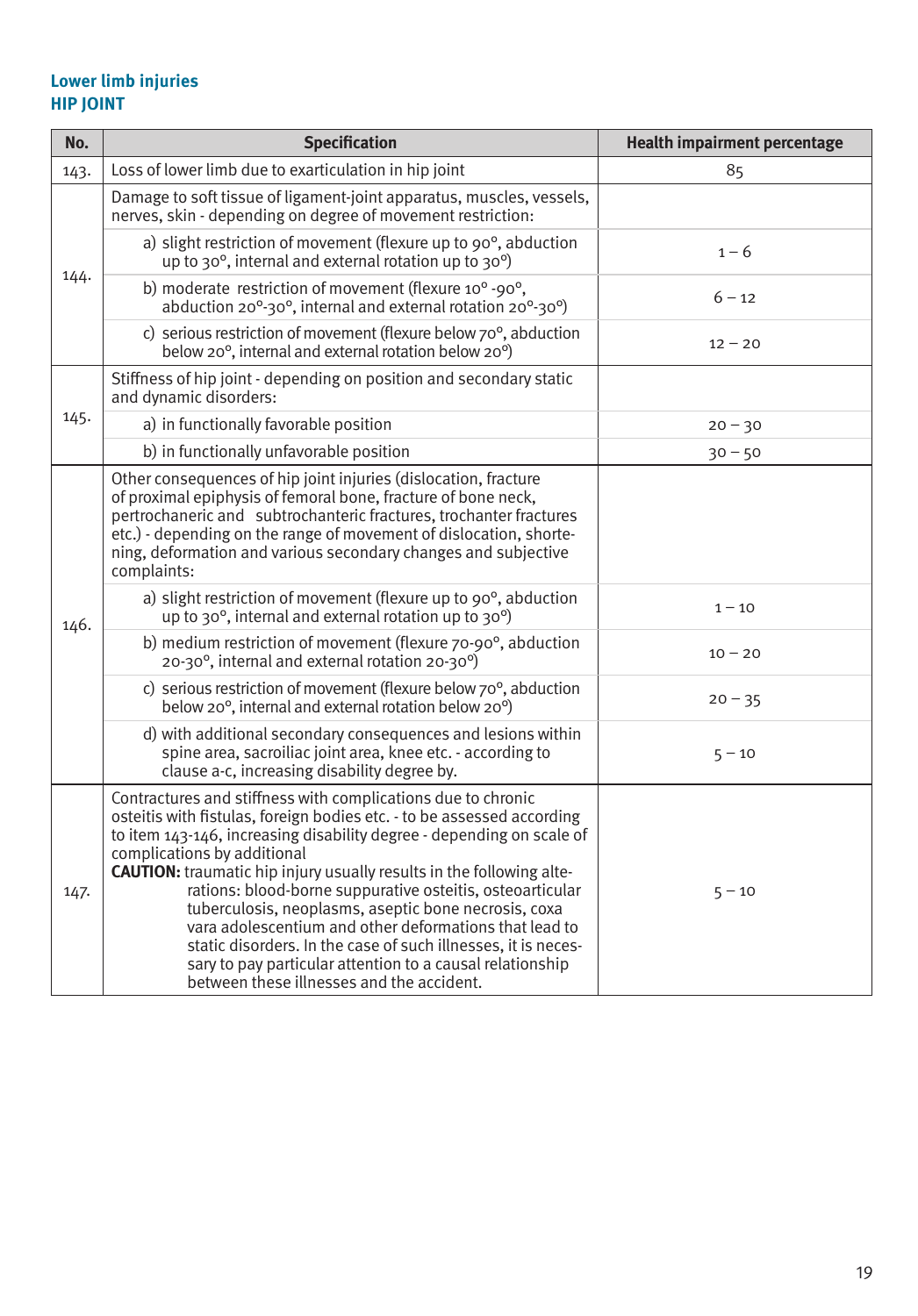## Lower limb injuries
### HIP JOINT

| No. | Specification | Health impairment percentage |
|---|---|---|
| 143. | Loss of lower limb due to exarticulation in hip joint | 85 |
| 144. | Damage to soft tissue of ligament-joint apparatus, muscles, vessels, nerves, skin - depending on degree of movement restriction: | |
| | a) slight restriction of movement (flexure up to 90°, abduction up to 30°, internal and external rotation up to 30°) | 1 – 6 |
| | b) moderate restriction of movement (flexure 10° -90°, abduction 20°-30°, internal and external rotation 20°-30°) | 6 – 12 |
| | c) serious restriction of movement (flexure below 70°, abduction below 20°, internal and external rotation below 20°) | 12 – 20 |
| 145. | Stiffness of hip joint - depending on position and secondary static and dynamic disorders: | |
| | a) in functionally favorable position | 20 – 30 |
| | b) in functionally unfavorable position | 30 – 50 |
| 146. | Other consequences of hip joint injuries (dislocation, fracture of proximal epiphysis of femoral bone, fracture of bone neck, pertrochaneric and subtrochanteric fractures, trochanter fractures etc.) - depending on the range of movement of dislocation, shortening, deformation and various secondary changes and subjective complaints: | |
| | a) slight restriction of movement (flexure up to 90°, abduction up to 30°, internal and external rotation up to 30°) | 1 – 10 |
| | b) medium restriction of movement (flexure 70-90°, abduction 20-30°, internal and external rotation 20-30°) | 10 – 20 |
| | c) serious restriction of movement (flexure below 70°, abduction below 20°, internal and external rotation below 20°) | 20 – 35 |
| | d) with additional secondary consequences and lesions within spine area, sacroiliac joint area, knee etc. - according to clause a-c, increasing disability degree by. | 5 – 10 |
| 147. | Contractures and stiffness with complications due to chronic osteitis with fistulas, foreign bodies etc. - to be assessed according to item 143-146, increasing disability degree - depending on scale of complications by additional<br>**CAUTION:** traumatic hip injury usually results in the following alterations: blood-borne suppurative osteitis, osteoarticular tuberculosis, neoplasms, aseptic bone necrosis, coxa vara adolescentium and other deformations that lead to static disorders. In the case of such illnesses, it is necessary to pay particular attention to a causal relationship between these illnesses and the accident. | 5 – 10 |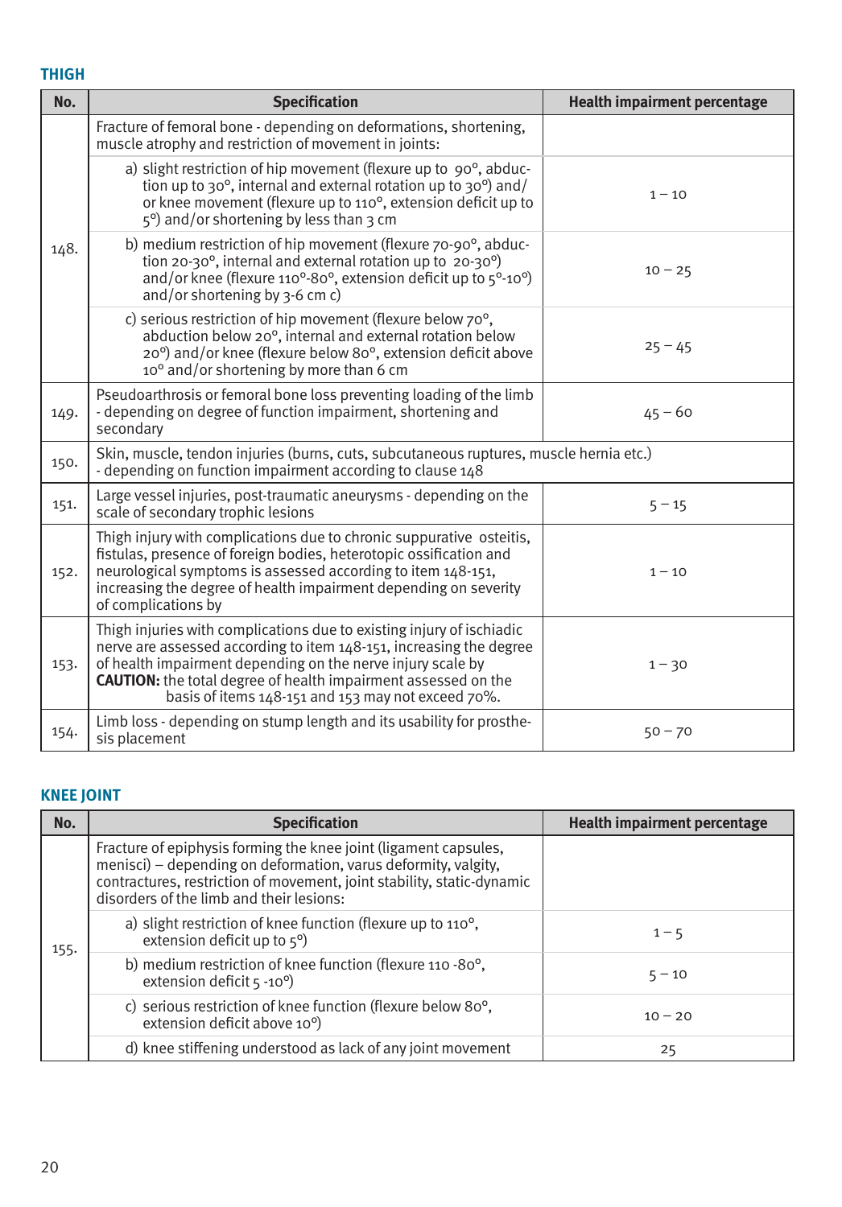## THIGH

| No. | Specification | Health impairment percentage |
|---|---|---|
| 148. | Fracture of femoral bone - depending on deformations, shortening, muscle atrophy and restriction of movement in joints: | |
| | a) slight restriction of hip movement (flexure up to 90°, abduction up to 30°, internal and external rotation up to 30°) and/or knee movement (flexure up to 110°, extension deficit up to 5°) and/or shortening by less than 3 cm | 1 – 10 |
| | b) medium restriction of hip movement (flexure 70-90°, abduction 20-30°, internal and external rotation up to 20-30°) and/or knee (flexure 110°-80°, extension deficit up to 5°-10°) and/or shortening by 3-6 cm c) | 10 – 25 |
| | c) serious restriction of hip movement (flexure below 70°, abduction below 20°, internal and external rotation below 20°) and/or knee (flexure below 80°, extension deficit above 10° and/or shortening by more than 6 cm | 25 – 45 |
| 149. | Pseudoarthrosis or femoral bone loss preventing loading of the limb - depending on degree of function impairment, shortening and secondary | 45 – 60 |
| 150. | Skin, muscle, tendon injuries (burns, cuts, subcutaneous ruptures, muscle hernia etc.) - depending on function impairment according to clause 148 | |
| 151. | Large vessel injuries, post-traumatic aneurysms - depending on the scale of secondary trophic lesions | 5 – 15 |
| 152. | Thigh injury with complications due to chronic suppurative osteitis, fistulas, presence of foreign bodies, heterotopic ossification and neurological symptoms is assessed according to item 148-151, increasing the degree of health impairment depending on severity of complications by | 1 – 10 |
| 153. | Thigh injuries with complications due to existing injury of ischiadic nerve are assessed according to item 148-151, increasing the degree of health impairment depending on the nerve injury scale by **CAUTION:** the total degree of health impairment assessed on the basis of items 148-151 and 153 may not exceed 70%. | 1 – 30 |
| 154. | Limb loss - depending on stump length and its usability for prosthesis placement | 50 – 70 |

## KNEE JOINT

| No. | Specification | Health impairment percentage |
|---|---|---|
| 155. | Fracture of epiphysis forming the knee joint (ligament capsules, menisci) – depending on deformation, varus deformity, valgity, contractures, restriction of movement, joint stability, static-dynamic disorders of the limb and their lesions: | |
| | a) slight restriction of knee function (flexure up to 110°, extension deficit up to 5°) | 1 – 5 |
| | b) medium restriction of knee function (flexure 110 -80°, extension deficit 5 -10°) | 5 – 10 |
| | c) serious restriction of knee function (flexure below 80°, extension deficit above 10°) | 10 – 20 |
| | d) knee stiffening understood as lack of any joint movement | 25 |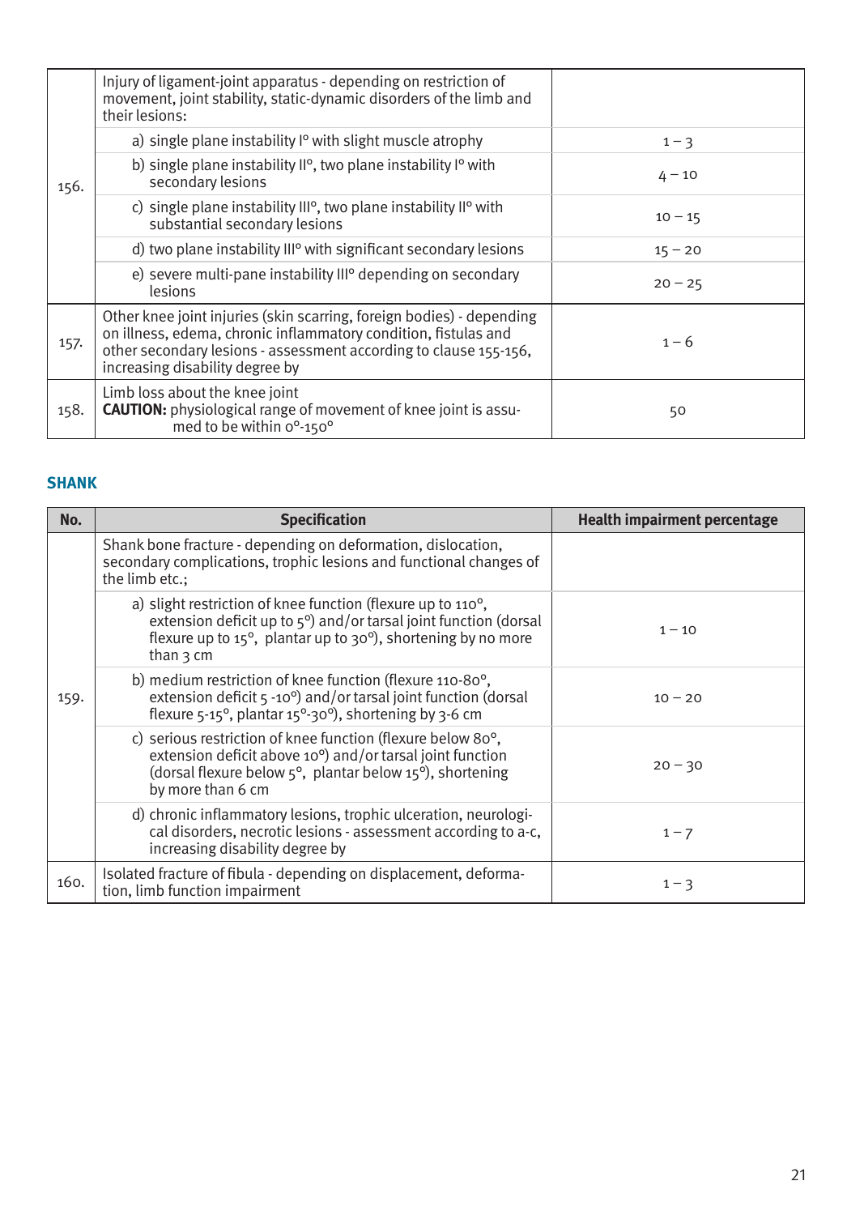| | | |
|---|---|---|
| 156. | Injury of ligament-joint apparatus - depending on restriction of movement, joint stability, static-dynamic disorders of the limb and their lesions: | |
| | a) single plane instability I° with slight muscle atrophy | 1 – 3 |
| | b) single plane instability II°, two plane instability I° with secondary lesions | 4 – 10 |
| | c) single plane instability III°, two plane instability II° with substantial secondary lesions | 10 – 15 |
| | d) two plane instability III° with significant secondary lesions | 15 – 20 |
| | e) severe multi-pane instability III° depending on secondary lesions | 20 – 25 |
| 157. | Other knee joint injuries (skin scarring, foreign bodies) - depending on illness, edema, chronic inflammatory condition, fistulas and other secondary lesions - assessment according to clause 155-156, increasing disability degree by | 1 – 6 |
| 158. | Limb loss about the knee joint **CAUTION:** physiological range of movement of knee joint is assumed to be within 0°-150° | 50 |

## SHANK

| No. | Specification | Health impairment percentage |
|---|---|---|
| 159. | Shank bone fracture - depending on deformation, dislocation, secondary complications, trophic lesions and functional changes of the limb etc.; | |
| | a) slight restriction of knee function (flexure up to 110°, extension deficit up to 5°) and/or tarsal joint function (dorsal flexure up to 15°, plantar up to 30°), shortening by no more than 3 cm | 1 – 10 |
| | b) medium restriction of knee function (flexure 110-80°, extension deficit 5 -10°) and/or tarsal joint function (dorsal flexure 5-15°, plantar 15°-30°), shortening by 3-6 cm | 10 – 20 |
| | c) serious restriction of knee function (flexure below 80°, extension deficit above 10°) and/or tarsal joint function (dorsal flexure below 5°, plantar below 15°), shortening by more than 6 cm | 20 – 30 |
| | d) chronic inflammatory lesions, trophic ulceration, neurological disorders, necrotic lesions - assessment according to a-c, increasing disability degree by | 1 – 7 |
| 160. | Isolated fracture of fibula - depending on displacement, deformation, limb function impairment | 1 – 3 |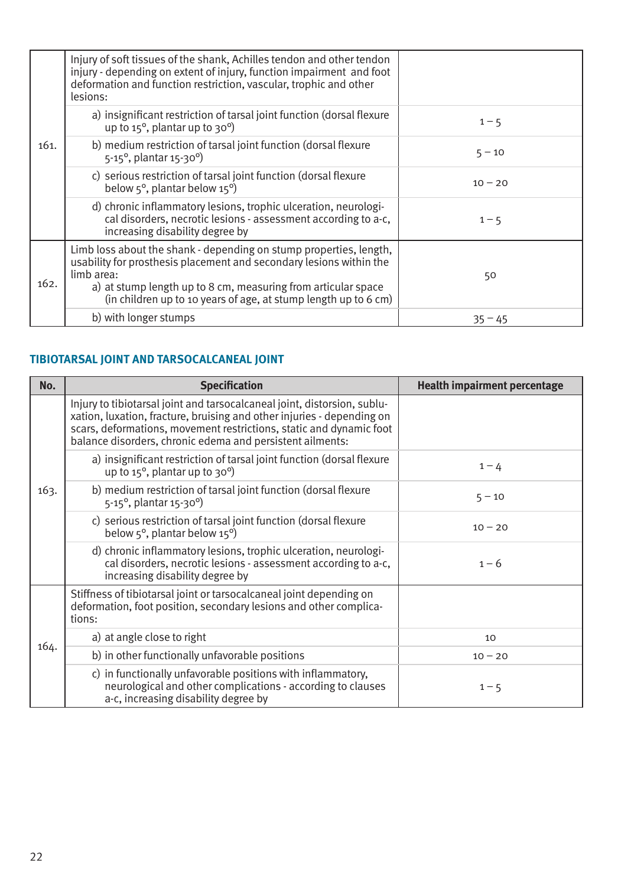| No. | Specification | Health impairment percentage |
|---|---|---|
| 161. | Injury of soft tissues of the shank, Achilles tendon and other tendon injury - depending on extent of injury, function impairment and foot deformation and function restriction, vascular, trophic and other lesions: | |
| | a) insignificant restriction of tarsal joint function (dorsal flexure up to 15°, plantar up to 30°) | 1 – 5 |
| | b) medium restriction of tarsal joint function (dorsal flexure 5-15°, plantar 15-30°) | 5 – 10 |
| | c) serious restriction of tarsal joint function (dorsal flexure below 5°, plantar below 15°) | 10 – 20 |
| | d) chronic inflammatory lesions, trophic ulceration, neurological disorders, necrotic lesions - assessment according to a-c, increasing disability degree by | 1 – 5 |
| 162. | Limb loss about the shank - depending on stump properties, length, usability for prosthesis placement and secondary lesions within the limb area: a) at stump length up to 8 cm, measuring from articular space (in children up to 10 years of age, at stump length up to 6 cm) | 50 |
| | b) with longer stumps | 35 – 45 |

## TIBIOTARSAL JOINT AND TARSOCALCANEAL JOINT

| No. | Specification | Health impairment percentage |
|---|---|---|
| 163. | Injury to tibiotarsal joint and tarsocalcaneal joint, distorsion, subluxation, luxation, fracture, bruising and other injuries - depending on scars, deformations, movement restrictions, static and dynamic foot balance disorders, chronic edema and persistent ailments: | |
| | a) insignificant restriction of tarsal joint function (dorsal flexure up to 15°, plantar up to 30°) | 1 – 4 |
| | b) medium restriction of tarsal joint function (dorsal flexure 5-15°, plantar 15-30°) | 5 – 10 |
| | c) serious restriction of tarsal joint function (dorsal flexure below 5°, plantar below 15°) | 10 – 20 |
| | d) chronic inflammatory lesions, trophic ulceration, neurological disorders, necrotic lesions - assessment according to a-c, increasing disability degree by | 1 – 6 |
| 164. | Stiffness of tibiotarsal joint or tarsocalcaneal joint depending on deformation, foot position, secondary lesions and other complications: | |
| | a) at angle close to right | 10 |
| | b) in other functionally unfavorable positions | 10 – 20 |
| | c) in functionally unfavorable positions with inflammatory, neurological and other complications - according to clauses a-c, increasing disability degree by | 1 – 5 |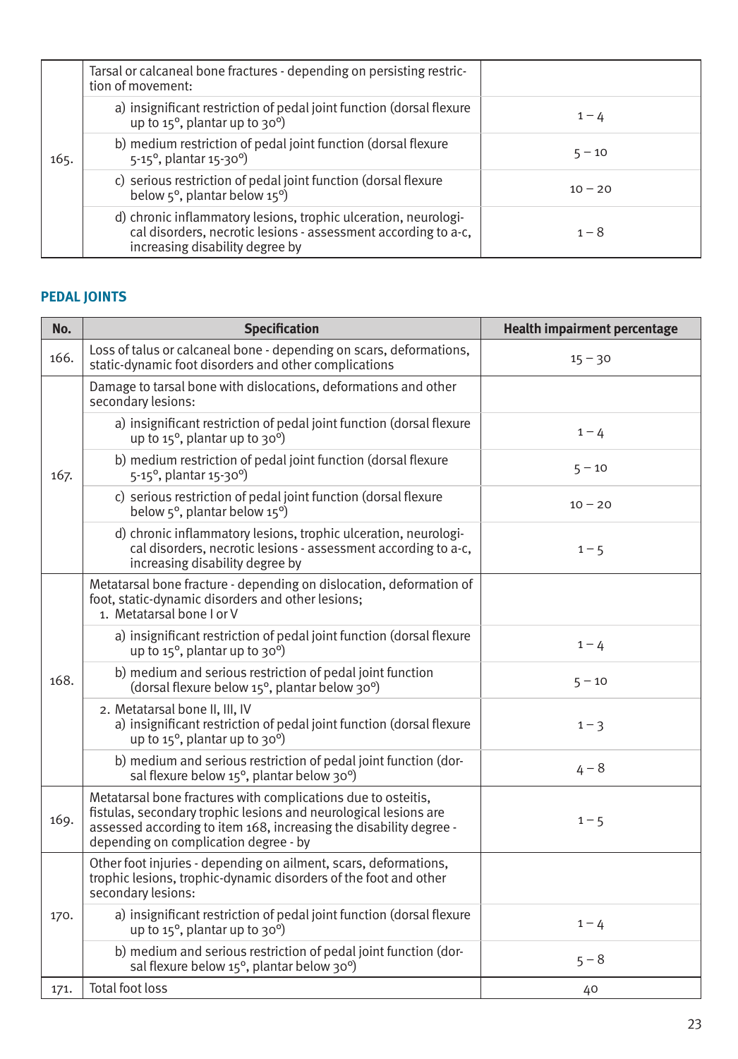| | | |
|---|---|---|
| 165. | Tarsal or calcaneal bone fractures - depending on persisting restriction of movement: | |
| | a) insignificant restriction of pedal joint function (dorsal flexure up to 15°, plantar up to 30°) | 1 – 4 |
| | b) medium restriction of pedal joint function (dorsal flexure 5-15°, plantar 15-30°) | 5 – 10 |
| | c) serious restriction of pedal joint function (dorsal flexure below 5°, plantar below 15°) | 10 – 20 |
| | d) chronic inflammatory lesions, trophic ulceration, neurological disorders, necrotic lesions - assessment according to a-c, increasing disability degree by | 1 – 8 |

## PEDAL JOINTS

| No. | Specification | Health impairment percentage |
|---|---|---|
| 166. | Loss of talus or calcaneal bone - depending on scars, deformations, static-dynamic foot disorders and other complications | 15 – 30 |
| 167. | Damage to tarsal bone with dislocations, deformations and other secondary lesions: | |
| | a) insignificant restriction of pedal joint function (dorsal flexure up to 15°, plantar up to 30°) | 1 – 4 |
| | b) medium restriction of pedal joint function (dorsal flexure 5-15°, plantar 15-30°) | 5 – 10 |
| | c) serious restriction of pedal joint function (dorsal flexure below 5°, plantar below 15°) | 10 – 20 |
| | d) chronic inflammatory lesions, trophic ulceration, neurological disorders, necrotic lesions - assessment according to a-c, increasing disability degree by | 1 – 5 |
| 168. | Metatarsal bone fracture - depending on dislocation, deformation of foot, static-dynamic disorders and other lesions; 1. Metatarsal bone I or V | |
| | a) insignificant restriction of pedal joint function (dorsal flexure up to 15°, plantar up to 30°) | 1 – 4 |
| | b) medium and serious restriction of pedal joint function (dorsal flexure below 15°, plantar below 30°) | 5 – 10 |
| | 2. Metatarsal bone II, III, IV a) insignificant restriction of pedal joint function (dorsal flexure up to 15°, plantar up to 30°) | 1 – 3 |
| | b) medium and serious restriction of pedal joint function (dorsal flexure below 15°, plantar below 30°) | 4 – 8 |
| 169. | Metatarsal bone fractures with complications due to osteitis, fistulas, secondary trophic lesions and neurological lesions are assessed according to item 168, increasing the disability degree - depending on complication degree - by | 1 – 5 |
| 170. | Other foot injuries - depending on ailment, scars, deformations, trophic lesions, trophic-dynamic disorders of the foot and other secondary lesions: | |
| | a) insignificant restriction of pedal joint function (dorsal flexure up to 15°, plantar up to 30°) | 1 – 4 |
| | b) medium and serious restriction of pedal joint function (dorsal flexure below 15°, plantar below 30°) | 5 – 8 |
| 171. | Total foot loss | 40 |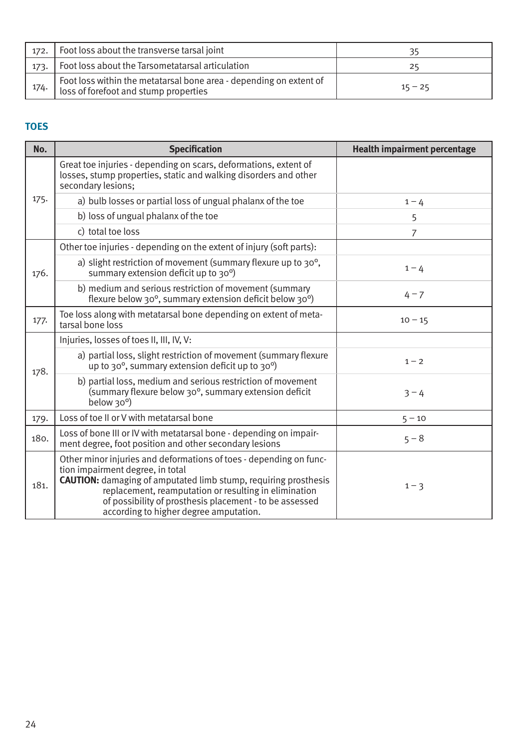| | | |
|---|---|---|
| 172. | Foot loss about the transverse tarsal joint | 35 |
| 173. | Foot loss about the Tarsometatarsal articulation | 25 |
| 174. | Foot loss within the metatarsal bone area - depending on extent of loss of forefoot and stump properties | 15 – 25 |

## TOES

| No. | Specification | Health impairment percentage |
|---|---|---|
| 175. | Great toe injuries - depending on scars, deformations, extent of losses, stump properties, static and walking disorders and other secondary lesions; | |
| | a) bulb losses or partial loss of ungual phalanx of the toe | 1 – 4 |
| | b) loss of ungual phalanx of the toe | 5 |
| | c) total toe loss | 7 |
| 176. | Other toe injuries - depending on the extent of injury (soft parts): | |
| | a) slight restriction of movement (summary flexure up to 30°, summary extension deficit up to 30°) | 1 – 4 |
| | b) medium and serious restriction of movement (summary flexure below 30°, summary extension deficit below 30°) | 4 – 7 |
| 177. | Toe loss along with metatarsal bone depending on extent of metatarsal bone loss | 10 – 15 |
| 178. | Injuries, losses of toes II, III, IV, V: | |
| | a) partial loss, slight restriction of movement (summary flexure up to 30°, summary extension deficit up to 30°) | 1 – 2 |
| | b) partial loss, medium and serious restriction of movement (summary flexure below 30°, summary extension deficit below 30°) | 3 – 4 |
| 179. | Loss of toe II or V with metatarsal bone | 5 – 10 |
| 180. | Loss of bone III or IV with metatarsal bone - depending on impairment degree, foot position and other secondary lesions | 5 – 8 |
| 181. | Other minor injuries and deformations of toes - depending on function impairment degree, in total<br>**CAUTION:** damaging of amputated limb stump, requiring prosthesis replacement, reamputation or resulting in elimination of possibility of prosthesis placement - to be assessed according to higher degree amputation. | 1 – 3 |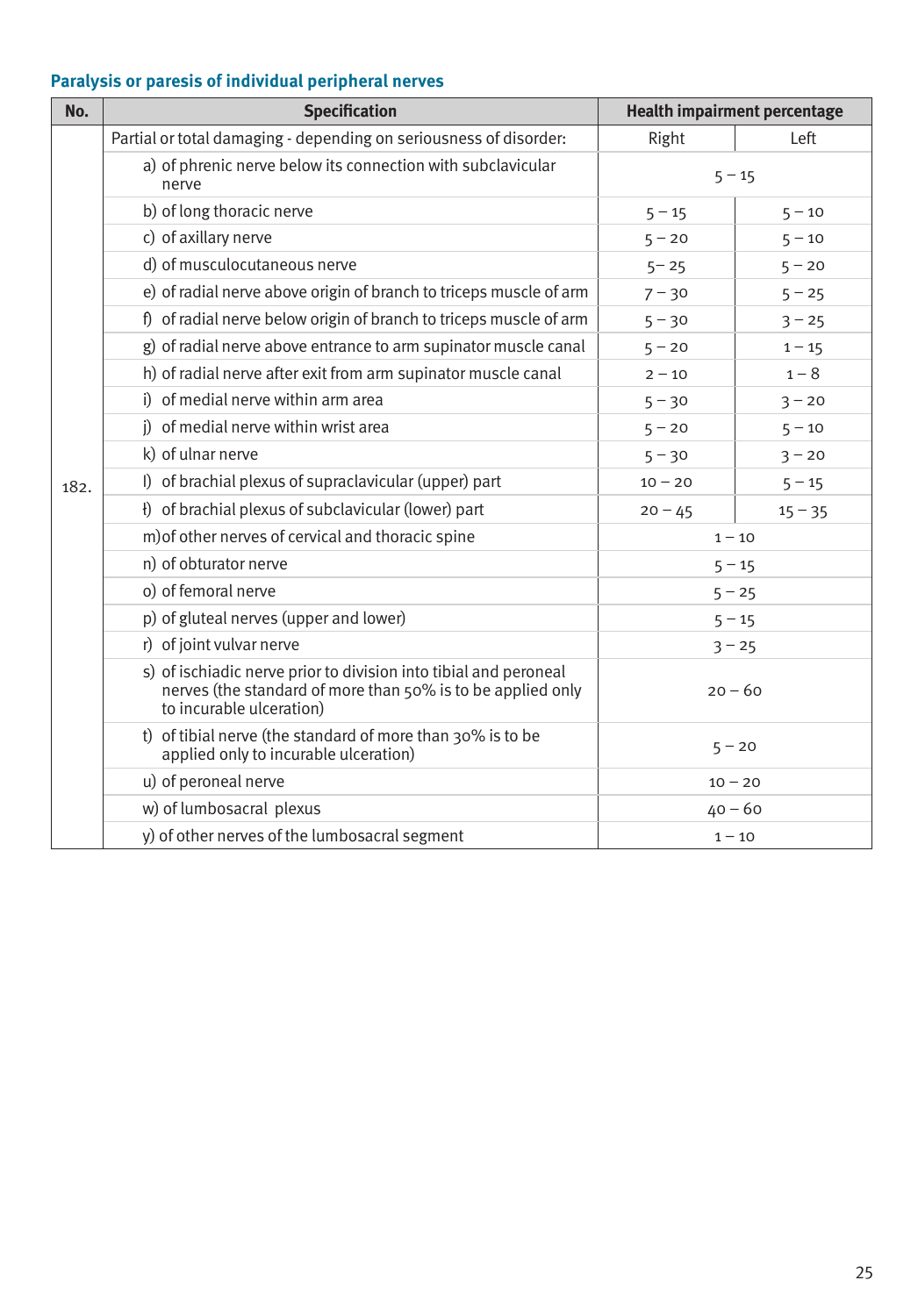### Paralysis or paresis of individual peripheral nerves

| No. | Specification | Health impairment percentage | |
|---|---|---|---|
| 182. | Partial or total damaging - depending on seriousness of disorder: | Right | Left |
| | a) of phrenic nerve below its connection with subclavicular nerve | 5 – 15 | |
| | b) of long thoracic nerve | 5 – 15 | 5 – 10 |
| | c) of axillary nerve | 5 – 20 | 5 – 10 |
| | d) of musculocutaneous nerve | 5– 25 | 5 – 20 |
| | e) of radial nerve above origin of branch to triceps muscle of arm | 7 – 30 | 5 – 25 |
| | f) of radial nerve below origin of branch to triceps muscle of arm | 5 – 30 | 3 – 25 |
| | g) of radial nerve above entrance to arm supinator muscle canal | 5 – 20 | 1 – 15 |
| | h) of radial nerve after exit from arm supinator muscle canal | 2 – 10 | 1 – 8 |
| | i) of medial nerve within arm area | 5 – 30 | 3 – 20 |
| | j) of medial nerve within wrist area | 5 – 20 | 5 – 10 |
| | k) of ulnar nerve | 5 – 30 | 3 – 20 |
| | l) of brachial plexus of supraclavicular (upper) part | 10 – 20 | 5 – 15 |
| | ł) of brachial plexus of subclavicular (lower) part | 20 – 45 | 15 – 35 |
| | m) of other nerves of cervical and thoracic spine | 1 – 10 | |
| | n) of obturator nerve | 5 – 15 | |
| | o) of femoral nerve | 5 – 25 | |
| | p) of gluteal nerves (upper and lower) | 5 – 15 | |
| | r) of joint vulvar nerve | 3 – 25 | |
| | s) of ischiadic nerve prior to division into tibial and peroneal nerves (the standard of more than 50% is to be applied only to incurable ulceration) | 20 – 60 | |
| | t) of tibial nerve (the standard of more than 30% is to be applied only to incurable ulceration) | 5 – 20 | |
| | u) of peroneal nerve | 10 – 20 | |
| | w) of lumbosacral plexus | 40 – 60 | |
| | y) of other nerves of the lumbosacral segment | 1 – 10 | |